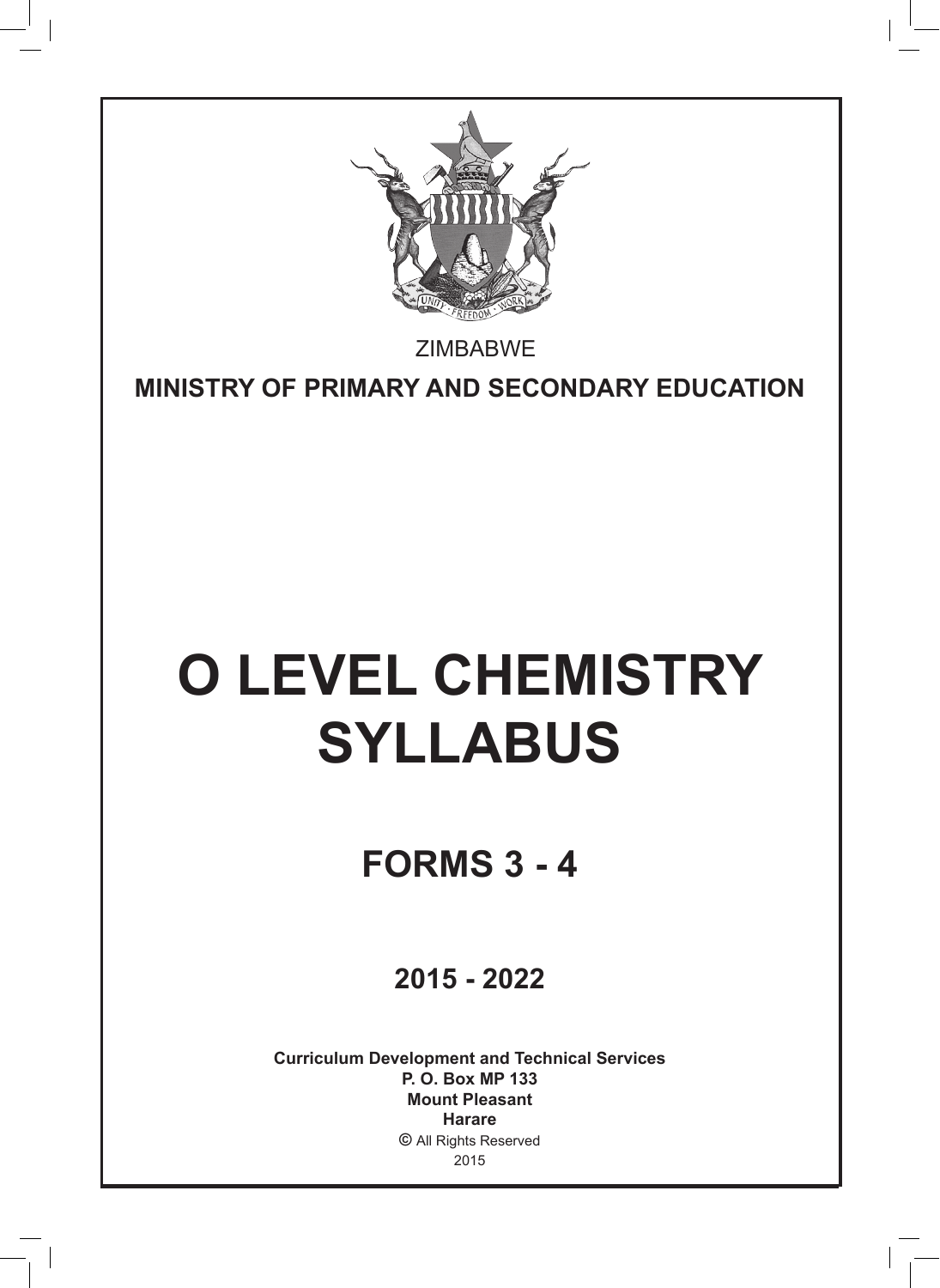ZIMBABWE

**MINISTRY OF PRIMARY AND SECONDARY EDUCATION**

# O LEVEL CHEMISTRY SYLLABUS

## FORMS 3 - 4

### 2015 - 2022

**Curriculum Development and Technical Services**
**P. O. Box MP 133**
**Mount Pleasant**
**Harare**
© All Rights Reserved
2015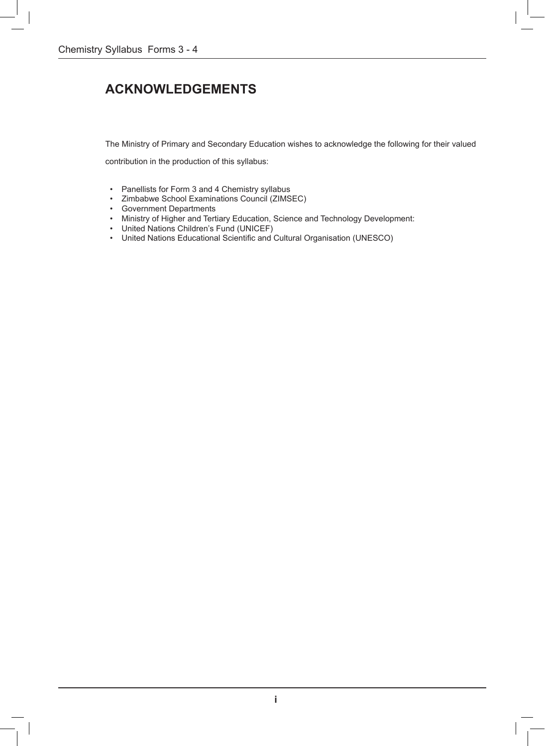# ACKNOWLEDGEMENTS

The Ministry of Primary and Secondary Education wishes to acknowledge the following for their valued contribution in the production of this syllabus:

- Panellists for Form 3 and 4 Chemistry syllabus
- Zimbabwe School Examinations Council (ZIMSEC)
- Government Departments
- Ministry of Higher and Tertiary Education, Science and Technology Development:
- United Nations Children's Fund (UNICEF)
- United Nations Educational Scientific and Cultural Organisation (UNESCO)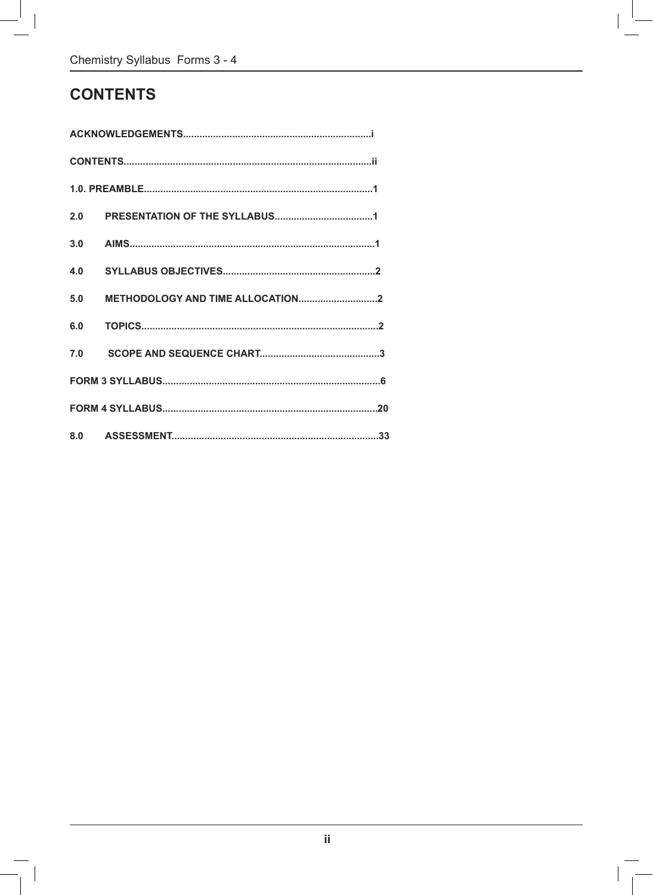# CONTENTS

**ACKNOWLEDGEMENTS....................................................................i**

**CONTENTS..........................................................................................ii**

**1.0. PREAMBLE...................................................................................1**

**2.0 PRESENTATION OF THE SYLLABUS....................................1**

**3.0 AIMS.........................................................................................1**

**4.0 SYLLABUS OBJECTIVES........................................................2**

**5.0 METHODOLOGY AND TIME ALLOCATION.............................2**

**6.0 TOPICS......................................................................................2**

**7.0 SCOPE AND SEQUENCE CHART............................................3**

**FORM 3 SYLLABUS...............................................................................6**

**FORM 4 SYLLABUS.............................................................................20**

**8.0 ASSESSMENT...........................................................................33**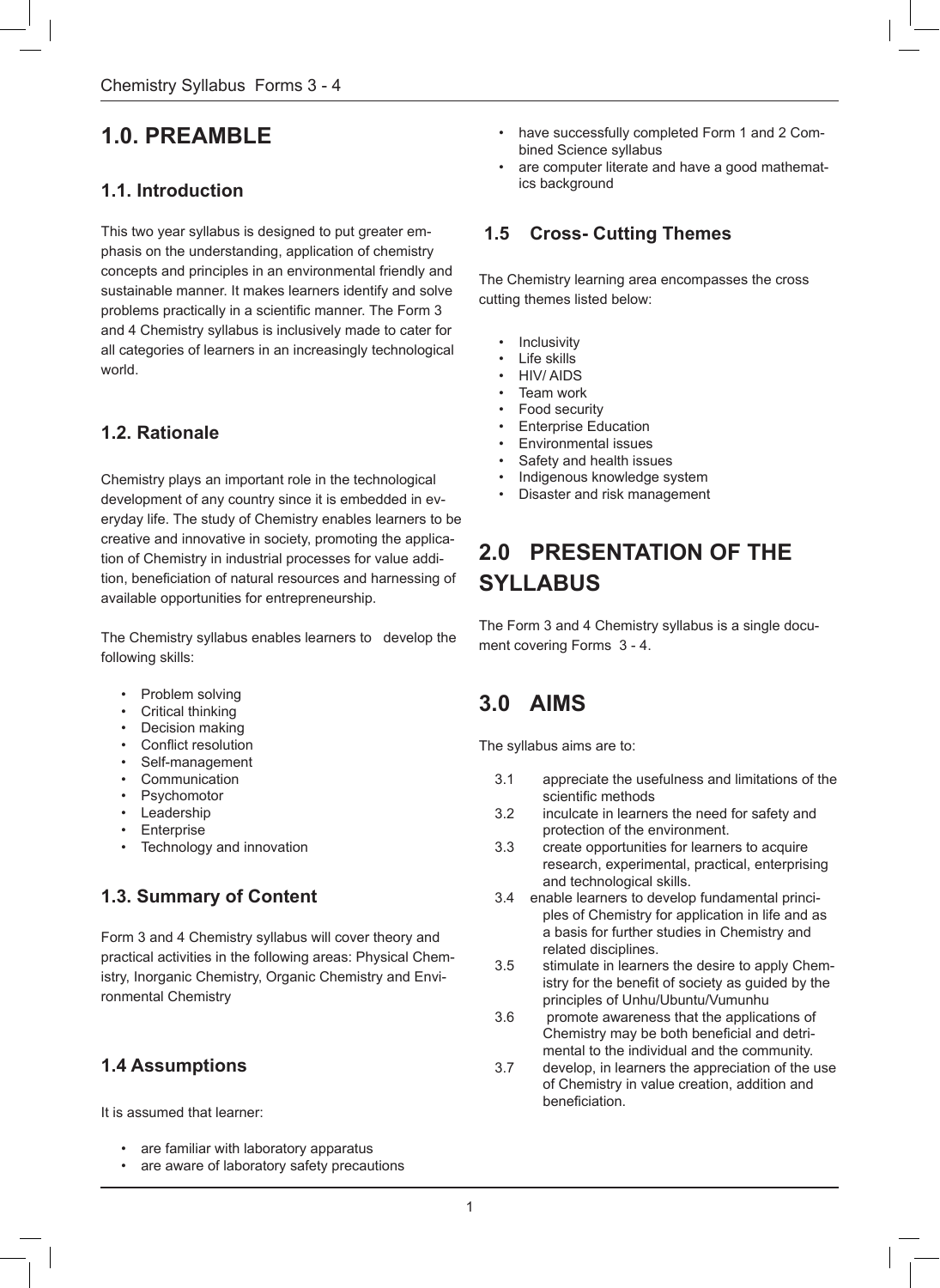# 1.0. PREAMBLE

## 1.1. Introduction

This two year syllabus is designed to put greater emphasis on the understanding, application of chemistry concepts and principles in an environmental friendly and sustainable manner. It makes learners identify and solve problems practically in a scientific manner. The Form 3 and 4 Chemistry syllabus is inclusively made to cater for all categories of learners in an increasingly technological world.

## 1.2. Rationale

Chemistry plays an important role in the technological development of any country since it is embedded in everyday life. The study of Chemistry enables learners to be creative and innovative in society, promoting the application of Chemistry in industrial processes for value addition, beneficiation of natural resources and harnessing of available opportunities for entrepreneurship.

The Chemistry syllabus enables learners to develop the following skills:

- Problem solving
- Critical thinking
- Decision making
- Conflict resolution
- Self-management
- Communication
- Psychomotor
- Leadership
- Enterprise
- Technology and innovation

## 1.3. Summary of Content

Form 3 and 4 Chemistry syllabus will cover theory and practical activities in the following areas: Physical Chemistry, Inorganic Chemistry, Organic Chemistry and Environmental Chemistry

## 1.4 Assumptions

It is assumed that learner:

- are familiar with laboratory apparatus
- are aware of laboratory safety precautions
- have successfully completed Form 1 and 2 Combined Science syllabus
- are computer literate and have a good mathematics background

## 1.5 Cross- Cutting Themes

The Chemistry learning area encompasses the cross cutting themes listed below:

- Inclusivity
- Life skills
- HIV/ AIDS
- Team work
- Food security
- Enterprise Education
- Environmental issues
- Safety and health issues
- Indigenous knowledge system
- Disaster and risk management

# 2.0 PRESENTATION OF THE SYLLABUS

The Form 3 and 4 Chemistry syllabus is a single document covering Forms 3 - 4.

# 3.0 AIMS

The syllabus aims are to:

3.1 appreciate the usefulness and limitations of the scientific methods

3.2 inculcate in learners the need for safety and protection of the environment.

3.3 create opportunities for learners to acquire research, experimental, practical, enterprising and technological skills.

3.4 enable learners to develop fundamental principles of Chemistry for application in life and as a basis for further studies in Chemistry and related disciplines.

3.5 stimulate in learners the desire to apply Chemistry for the benefit of society as guided by the principles of Unhu/Ubuntu/Vumunhu

3.6 promote awareness that the applications of Chemistry may be both beneficial and detrimental to the individual and the community.

3.7 develop, in learners the appreciation of the use of Chemistry in value creation, addition and beneficiation.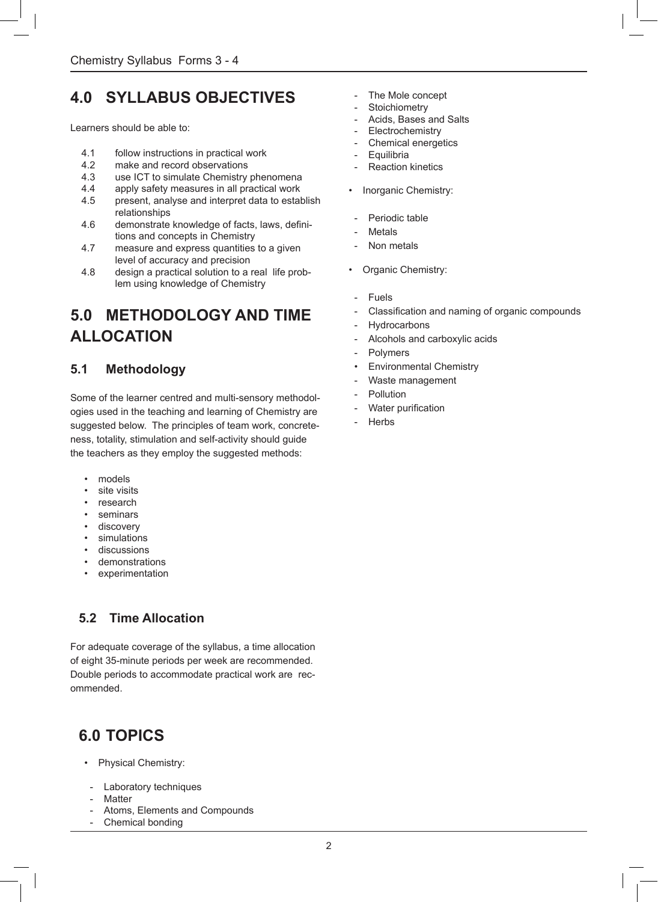## 4.0 SYLLABUS OBJECTIVES

Learners should be able to:

4.1 follow instructions in practical work
4.2 make and record observations
4.3 use ICT to simulate Chemistry phenomena
4.4 apply safety measures in all practical work
4.5 present, analyse and interpret data to establish relationships
4.6 demonstrate knowledge of facts, laws, definitions and concepts in Chemistry
4.7 measure and express quantities to a given level of accuracy and precision
4.8 design a practical solution to a real life problem using knowledge of Chemistry

## 5.0 METHODOLOGY AND TIME ALLOCATION

### 5.1 Methodology

Some of the learner centred and multi-sensory methodologies used in the teaching and learning of Chemistry are suggested below. The principles of team work, concreteness, totality, stimulation and self-activity should guide the teachers as they employ the suggested methods:

- models
- site visits
- research
- seminars
- discovery
- simulations
- discussions
- demonstrations
- experimentation

### 5.2 Time Allocation

For adequate coverage of the syllabus, a time allocation of eight 35-minute periods per week are recommended. Double periods to accommodate practical work are recommended.

## 6.0 TOPICS

- Physical Chemistry:
  - Laboratory techniques
  - Matter
  - Atoms, Elements and Compounds
  - Chemical bonding
  - The Mole concept
  - Stoichiometry
  - Acids, Bases and Salts
  - Electrochemistry
  - Chemical energetics
  - Equilibria
  - Reaction kinetics
- Inorganic Chemistry:
  - Periodic table
  - Metals
  - Non metals
- Organic Chemistry:
  - Fuels
  - Classification and naming of organic compounds
  - Hydrocarbons
  - Alcohols and carboxylic acids
  - Polymers
- Environmental Chemistry
  - Waste management
  - Pollution
  - Water purification
  - Herbs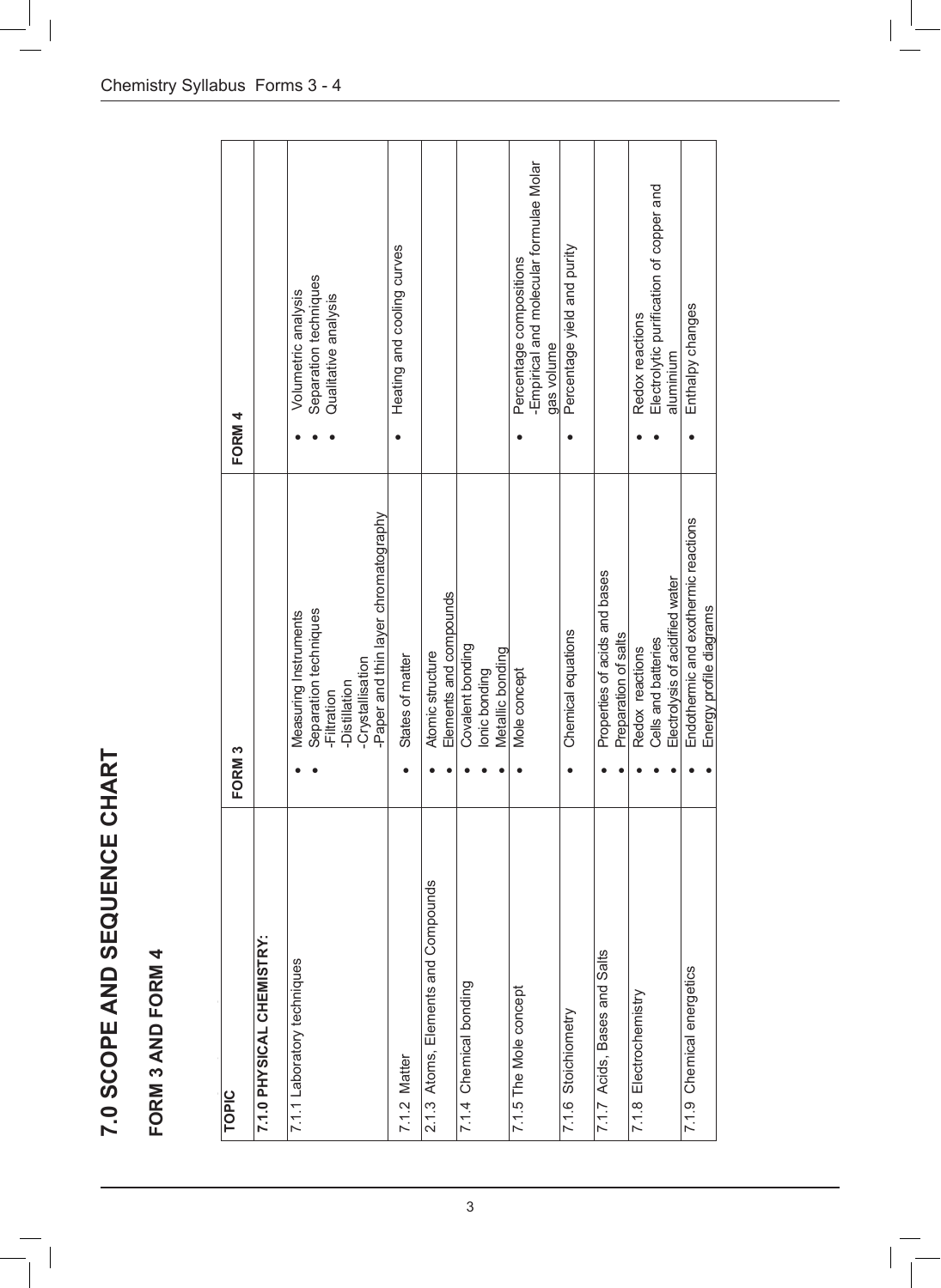# 7.0 SCOPE AND SEQUENCE CHART

## FORM 3 AND FORM 4

| TOPIC | FORM 3 | FORM 4 |
|---|---|---|
| **7.0 PHYSICAL CHEMISTRY:** | | |
| 7.1.1 Laboratory techniques | • Measuring Instruments<br>• Separation techniques<br>-Filtration<br>-Distillation<br>-Crystallisation<br>-Paper and thin layer chromatography | • Volumetric analysis<br>• Separation techniques<br>• Qualitative analysis |
| 7.1.2 Matter | • States of matter | • Heating and cooling curves |
| 2.1.3 Atoms, Elements and Compounds | • Atomic structure<br>• Elements and compounds | |
| 7.1.4 Chemical bonding | • Covalent bonding<br>• Ionic bonding<br>• Metallic bonding | |
| 7.1.5 The Mole concept | • Mole concept | • Percentage compositions<br>-Empirical and molecular formulae Molar gas volume |
| 7.1.6 Stoichiometry | • Chemical equations | • Percentage yield and purity |
| 7.1.7 Acids, Bases and Salts | • Properties of acids and bases<br>• Preparation of salts | |
| 7.1.8 Electrochemistry | • Redox reactions<br>• Cells and batteries<br>• Electrolysis of acidified water | • Redox reactions<br>• Electrolytic purification of copper and aluminium |
| 7.1.9 Chemical energetics | • Endothermic and exothermic reactions<br>• Energy profile diagrams | • Enthalpy changes |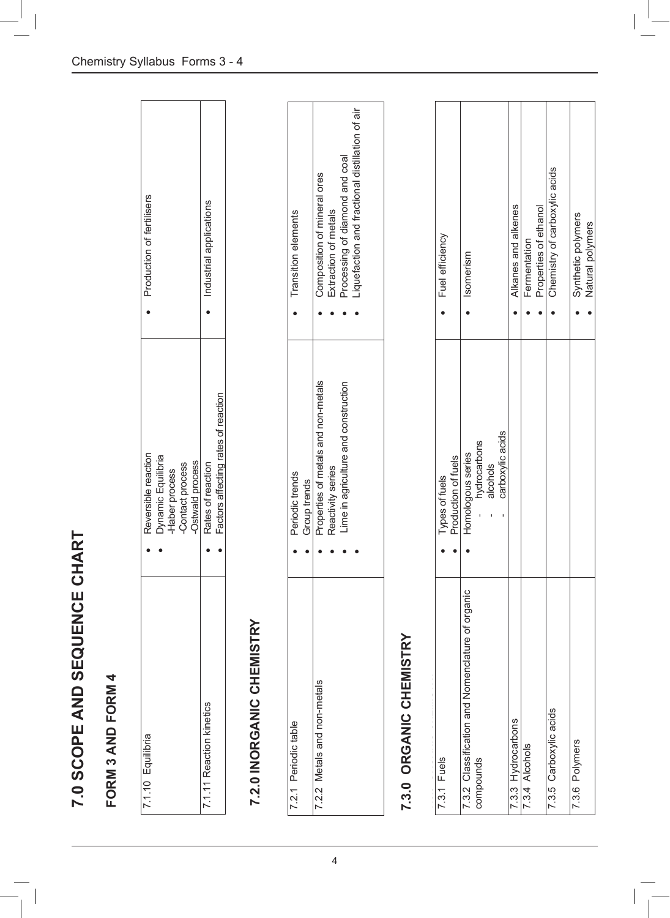# 7.0 SCOPE AND SEQUENCE CHART

## FORM 3 AND FORM 4

| | | |
|---|---|---|
| 7.1.10 Equilibria | • Reversible reaction<br>• Dynamic Equilibria<br>-Haber process<br>-Contact process<br>-Ostwald process | • Production of fertilisers |
| 7.1.11 Reaction kinetics | • Rates of reaction<br>• Factors affecting rates of reaction | • Industrial applications |

## 7.2.0 INORGANIC CHEMISTRY

| | | |
|---|---|---|
| 7.2.1 Periodic table | • Periodic trends<br>• Group trends | • Transition elements |
| 7.2.2 Metals and non-metals | • Properties of metals and non-metals<br>• Reactivity series<br>• Lime in agriculture and construction<br>• | • Composition of mineral ores<br>• Extraction of metals<br>• Processing of diamond and coal<br>• Liquefaction and fractional distillation of air |

## 7.3.0 ORGANIC CHEMISTRY

| | | |
|---|---|---|
| 7.3.1 Fuels | • Types of fuels<br>• Production of fuels | • Fuel efficiency |
| 7.3.2 Classification and Nomenclature of organic compounds | • Homologous series<br>- hydrocarbons<br>- alcohols<br>- carboxylic acids | • Isomerism |
| 7.3.3 Hydrocarbons | | • Alkanes and alkenes |
| 7.3.4 Alcohols | | • Fermentation<br>• Properties of ethanol |
| 7.3.5 Carboxylic acids | | • Chemistry of carboxylic acids |
| 7.3.6 Polymers | | • Synthetic polymers<br>• Natural polymers |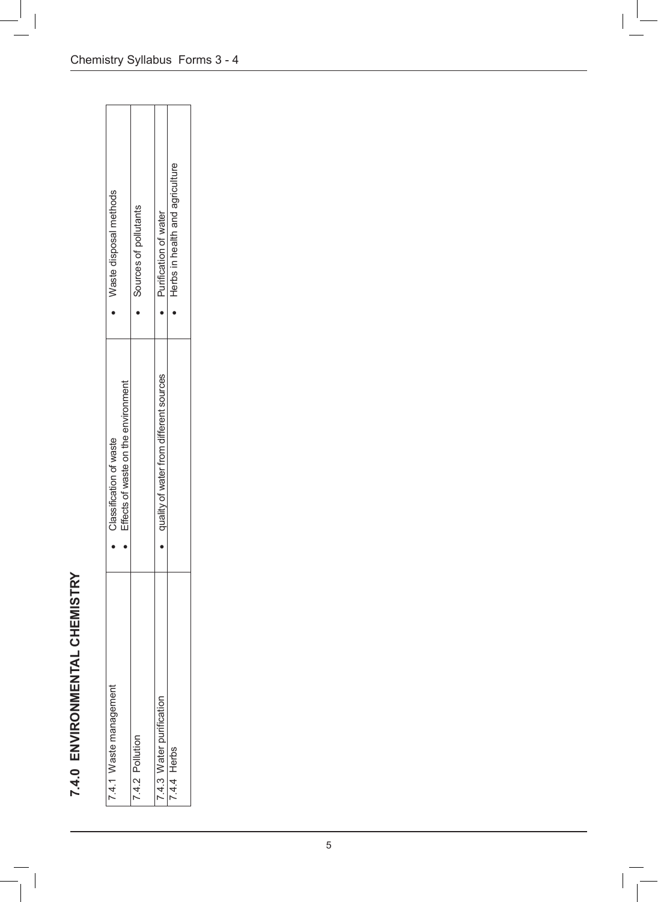## 7.4.0 ENVIRONMENTAL CHEMISTRY

| | | |
|---|---|---|
| 7.4.1 Waste management | • Classification of waste<br>• Effects of waste on the environment | • Waste disposal methods |
| 7.4.2 Pollution | | • Sources of pollutants |
| 7.4.3 Water purification | • quality of water from different sources | • Purification of water |
| 7.4.4 Herbs | | • Herbs in health and agriculture |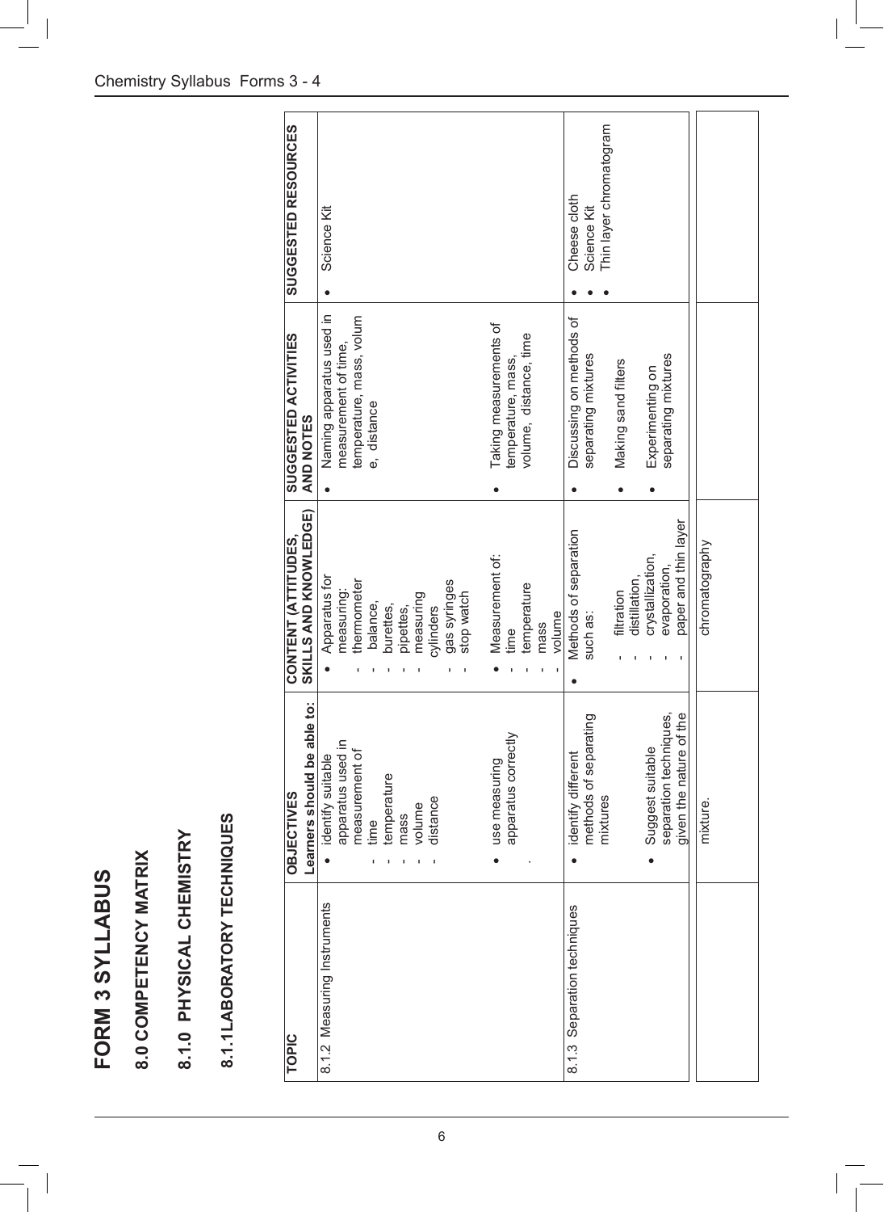# FORM 3 SYLLABUS

## 8.0 COMPETENCY MATRIX

## 8.1.0 PHYSICAL CHEMISTRY

## 8.1.1LABORATORY TECHNIQUES

| TOPIC | OBJECTIVES<br>Learners should be able to: | CONTENT (ATTITUDES, SKILLS AND KNOWLEDGE) | SUGGESTED ACTIVITIES AND NOTES | SUGGESTED RESOURCES |
|---|---|---|---|---|
| 8.1.2 Measuring Instruments | • identify suitable apparatus used in measurement of<br>- time<br>- temperature<br>- mass<br>- volume<br>- distance | • Apparatus for measuring:<br>- thermometer<br>- balance,<br>- burettes,<br>- pipettes,<br>- measuring cylinders<br>- gas syringes<br>- stop watch | • Naming apparatus used in measurement of time, temperature, mass, volum e, distance | • Science Kit |
| | • use measuring apparatus correctly<br>. | • Measurement of:<br>- time<br>- temperature<br>- mass<br>- volume | • Taking measurements of temperature, mass, volume, distance, time | |
| 8.1.3 Separation techniques | • identify different methods of separating mixtures<br><br>• Suggest suitable separation techniques, given the nature of the mixture. | • Methods of separation such as:<br>- filtration<br>- distillation,<br>- crystallization,<br>- evaporation,<br>- paper and thin layer chromatography | • Discussing on methods of separating mixtures<br><br>• Making sand filters<br><br>• Experimenting on separating mixtures | • Cheese cloth<br>• Science Kit<br>• Thin layer chromatogram |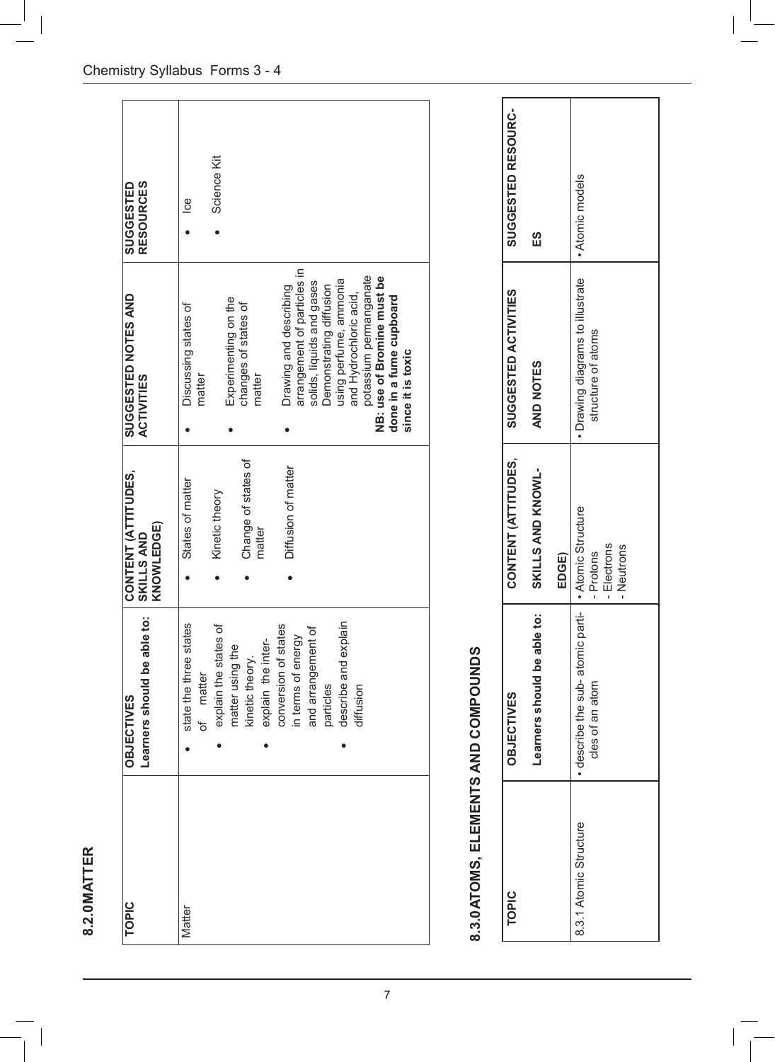## 8.2.0 MATTER

| TOPIC | OBJECTIVES<br>Learners should be able to: | CONTENT (ATTITUDES, SKILLS AND KNOWLEDGE) | SUGGESTED NOTES AND ACTIVITIES | SUGGESTED RESOURCES |
|---|---|---|---|---|
| Matter | • state the three states of matter<br>• explain the states of matter using the kinetic theory.<br>• explain the inter-conversion of states in terms of energy and arrangement of particles<br>• describe and explain diffusion | • States of matter<br>• Kinetic theory<br>• Change of states of matter<br>• Diffusion of matter | • Discussing states of matter<br>• Experimenting on the changes of states of matter<br>• Drawing and describing arrangement of particles in solids, liquids and gases Demonstrating diffusion using perfume, ammonia and Hydrochloric acid, potassium permanganate **NB: use of Bromine must be done in a fume cupboard since it is toxic** | • Ice<br>• Science Kit |

## 8.3.0 ATOMS, ELEMENTS AND COMPOUNDS

| TOPIC | OBJECTIVES<br>Learners should be able to: | CONTENT (ATTITUDES, SKILLS AND KNOWLEDGE) | SUGGESTED ACTIVITIES AND NOTES | SUGGESTED RESOURCES |
|---|---|---|---|---|
| 8.3.1 Atomic Structure | • describe the sub- atomic particles of an atom | • Atomic Structure<br>- Protons<br>- Electrons<br>- Neutrons | • Drawing diagrams to illustrate structure of atoms | • Atomic models |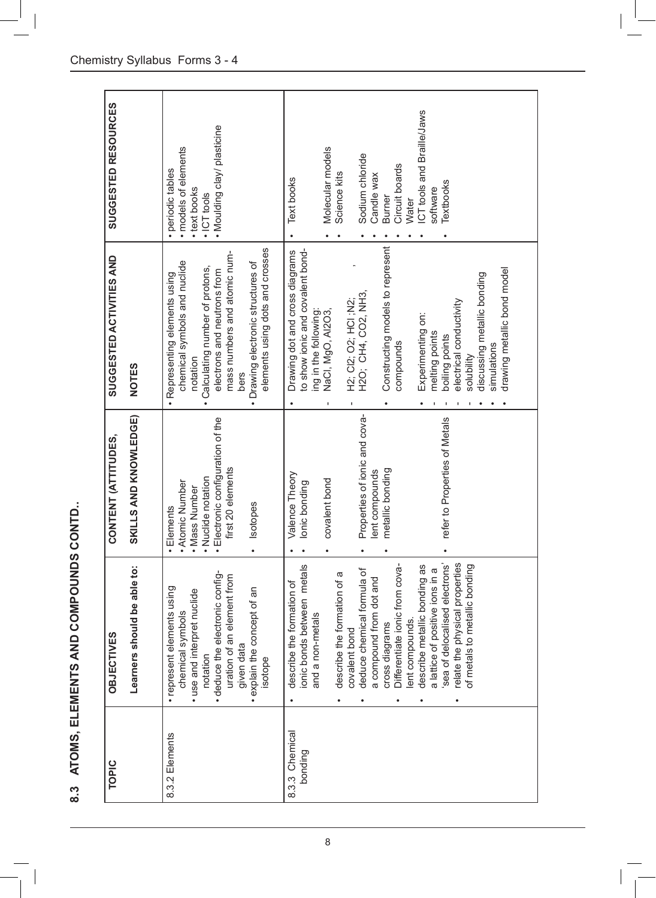## 8.3 ATOMS, ELEMENTS AND COMPOUNDS CONTD..

| TOPIC | OBJECTIVES<br>Learners should be able to: | CONTENT (ATTITUDES, SKILLS AND KNOWLEDGE) | SUGGESTED ACTIVITIES AND NOTES | SUGGESTED RESOURCES |
|---|---|---|---|---|
| 8.3.2 Elements | • represent elements using chemical symbols<br>• use and interpret nuclide notation<br>• deduce the electronic configuration of an element from given data<br>• explain the concept of an isotope | • Elements<br>• Atomic Number<br>• Mass Number<br>• Nuclide notation<br>• Electronic configuration of the first 20 elements<br>• Isotopes | • Representing elements using chemical symbols and nuclide notation<br>• Calculating number of protons, electrons and neutrons from mass numbers and atomic numbers<br>• Drawing electronic structures of elements using dots and crosses | • periodic tables<br>• models of elements<br>• text books<br>• ICT tools<br>• Moulding clay/ plasticine |
| 8.3.3 Chemical bonding | • describe the formation of ionic bonds between metals and a non-metals<br>• describe the formation of a covalent bond<br>• deduce chemical formula of a compound from dot and cross diagrams<br>• Differentiate ionic from covalent compounds.<br>• describe metallic bonding as a lattice of positive ions in a 'sea of delocalised electrons'<br>• relate the physical properties of metals to metallic bonding | • Valence Theory<br>• Ionic bonding<br>• covalent bond<br>• Properties of ionic and covalent compounds<br>• metallic bonding<br>• refer to Properties of Metals | • Drawing dot and cross diagrams to show ionic and covalent bonding in the following:<br>- NaCl, MgO, $Al_2O_3$,<br>- $H_2$; $Cl_2$; $O_2$; HCl ;$N_2$; $H_2O$; $CH_4$, $CO_2$, $NH_3$,<br>• Constructing models to represent compounds<br>• Experimenting on:<br>- melting points<br>- boiling points<br>- electrical conductivity<br>- solubility<br>• discussing metallic bonding<br>• simulations<br>• drawing metallic bond model | • Text books<br>• Molecular models<br>• Science kits<br>• Sodium chloride<br>• Candle wax<br>• Burner<br>• Circuit boards<br>• Water<br>• ICT tools and Braille/Jaws software<br>• Textbooks |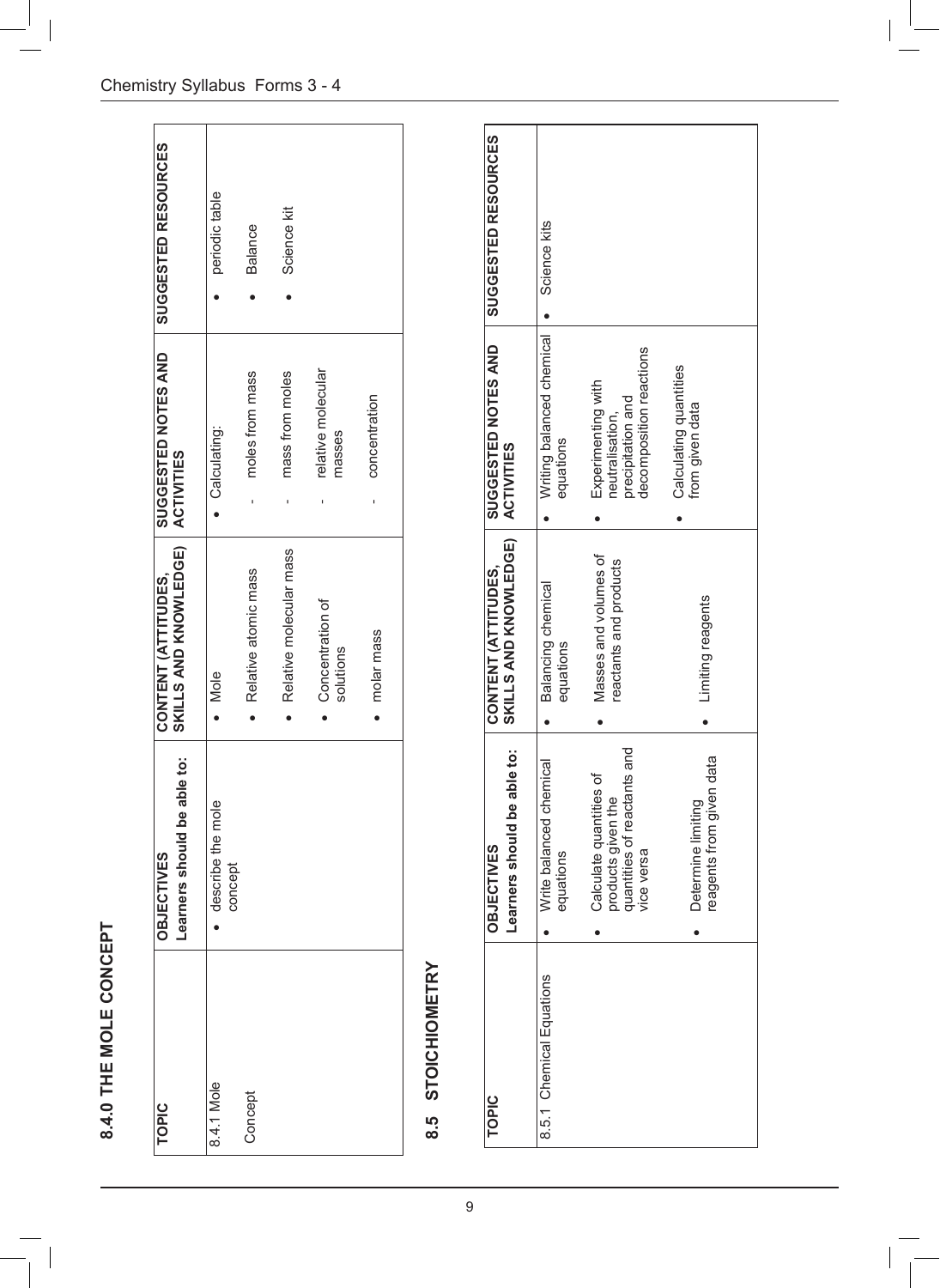## 8.4.0 THE MOLE CONCEPT

| TOPIC | OBJECTIVES<br>Learners should be able to: | CONTENT (ATTITUDES, SKILLS AND KNOWLEDGE) | SUGGESTED NOTES AND ACTIVITIES | SUGGESTED RESOURCES |
|---|---|---|---|---|
| 8.4.1 Mole Concept | • describe the mole concept | • Mole<br>• Relative atomic mass<br>• Relative molecular mass<br>• Concentration of solutions<br>• molar mass | • Calculating:<br>- moles from mass<br>- mass from moles<br>- relative molecular masses<br>- concentration | • periodic table<br>• Balance<br>• Science kit |

## 8.5 STOICHIOMETRY

| TOPIC | OBJECTIVES<br>Learners should be able to: | CONTENT (ATTITUDES, SKILLS AND KNOWLEDGE) | SUGGESTED NOTES AND ACTIVITIES | SUGGESTED RESOURCES |
|---|---|---|---|---|
| 8.5.1 Chemical Equations | • Write balanced chemical equations<br>• Calculate quantities of products given the quantities of reactants and vice versa<br>• Determine limiting reagents from given data | • Balancing chemical equations<br>• Masses and volumes of reactants and products<br>• Limiting reagents | • Writing balanced chemical equations<br>• Experimenting with neutralisation, precipitation and decomposition reactions<br>• Calculating quantities from given data | • Science kits |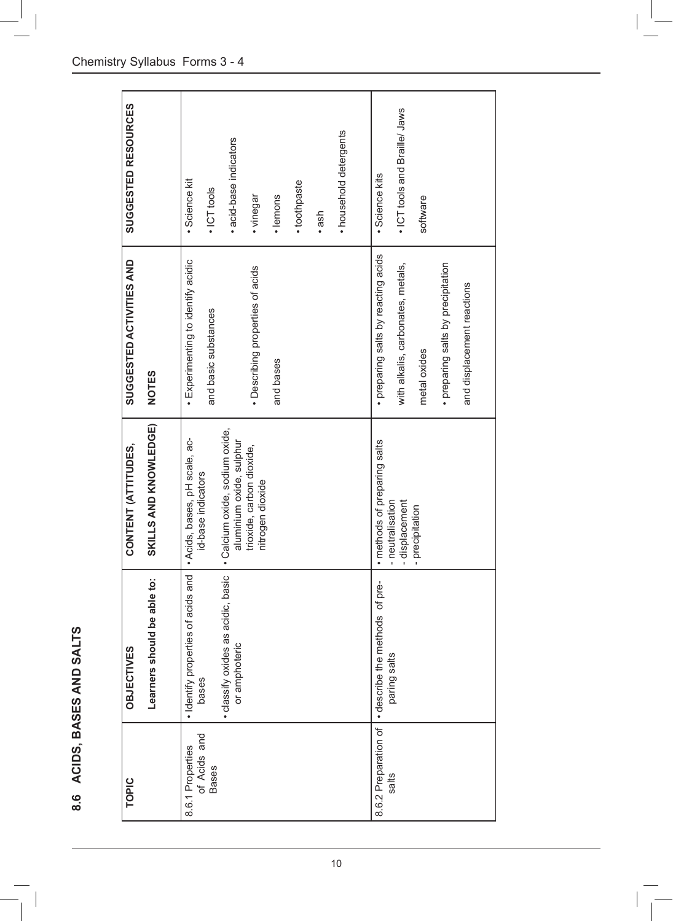## 8.6 ACIDS, BASES AND SALTS

| TOPIC | OBJECTIVES<br>Learners should be able to: | CONTENT (ATTITUDES, SKILLS AND KNOWLEDGE) | SUGGESTED ACTIVITIES AND NOTES | SUGGESTED RESOURCES |
|---|---|---|---|---|
| 8.6.1 Properties of Acids and Bases | • Identify properties of acids and bases<br>• classify oxides as acidic, basic or amphoteric | • Acids, bases, pH scale, acid-base indicators<br>• Calcium oxide, sodium oxide, aluminium oxide, sulphur trioxide, carbon dioxide, nitrogen dioxide | • Experimenting to identify acidic and basic substances<br>• Describing properties of acids and bases | • Science kit<br>• ICT tools<br>• acid-base indicators<br>• vinegar<br>• lemons<br>• toothpaste<br>• ash<br>• household detergents |
| 8.6.2 Preparation of salts | • describe the methods of preparing salts | • methods of preparing salts<br>- neutralisation<br>- displacement<br>- precipitation | • preparing salts by reacting acids with alkalis, carbonates, metals, metal oxides<br>• preparing salts by precipitation and displacement reactions | • Science kits<br>• ICT tools and Braille/ Jaws software |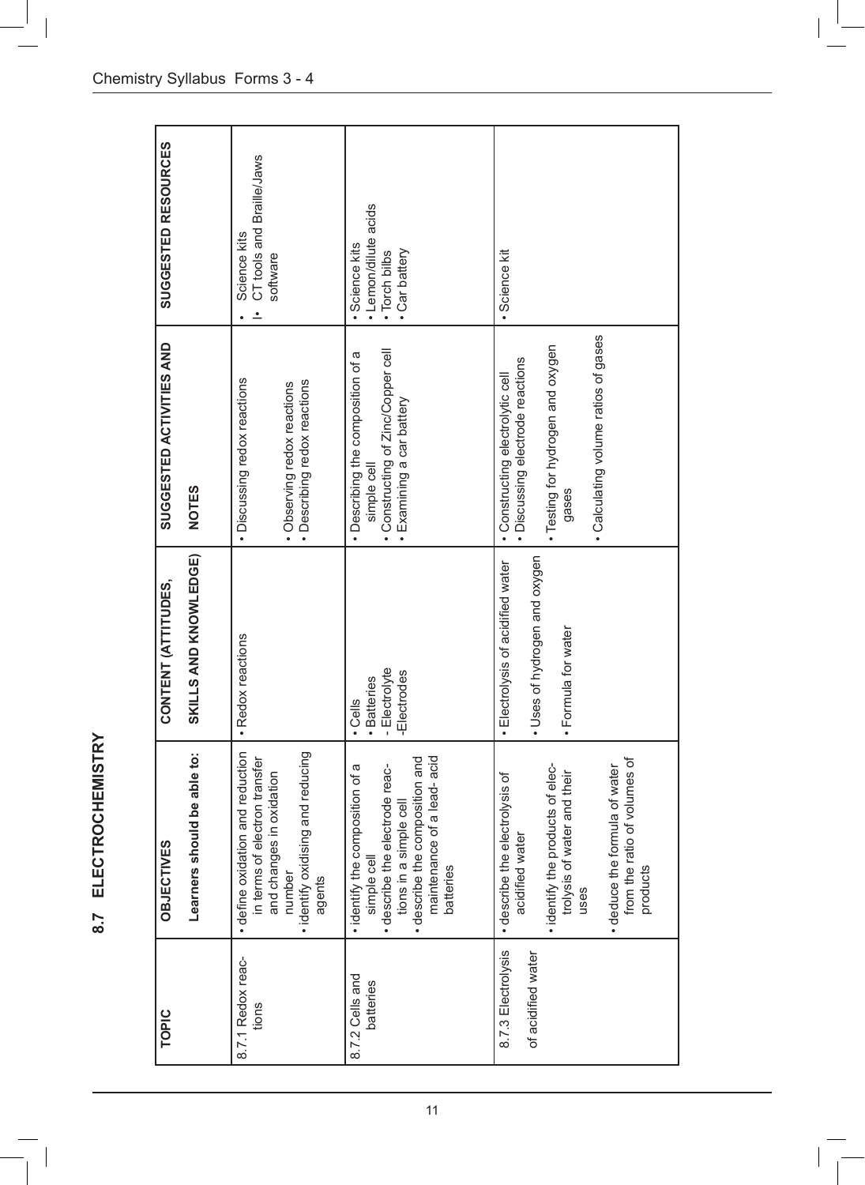## 8.7 ELECTROCHEMISTRY

| TOPIC | OBJECTIVES<br>Learners should be able to: | CONTENT (ATTITUDES, SKILLS AND KNOWLEDGE) | SUGGESTED ACTIVITIES AND NOTES | SUGGESTED RESOURCES |
|---|---|---|---|---|
| 8.7.1 Redox reactions | • define oxidation and reduction in terms of electron transfer and changes in oxidation number<br>• identify oxidising and reducing agents | • Redox reactions | • Discussing redox reactions<br>• Observing redox reactions<br>• Describing redox reactions | • Science kits<br>• CT tools and Braille/Jaws software |
| 8.7.2 Cells and batteries | • identify the composition of a simple cell<br>• describe the electrode reactions in a simple cell<br>• describe the composition and maintenance of a lead- acid batteries | • Cells<br>• Batteries<br>- Electrolyte<br>-Electrodes | • Describing the composition of a simple cell<br>• Constructing of Zinc/Copper cell<br>• Examining a car battery | • Science kits<br>• Lemon/dilute acids<br>• Torch bilbs<br>• Car battery |
| 8.7.3 Electrolysis of acidified water | • describe the electrolysis of acidified water<br>• identify the products of electrolysis of water and their uses<br>• deduce the formula of water from the ratio of volumes of products | • Electrolysis of acidified water<br>• Uses of hydrogen and oxygen<br>• Formula for water | • Constructing electrolytic cell<br>• Discussing electrode reactions<br>• Testing for hydrogen and oxygen gases<br>• Calculating volume ratios of gases | • Science kit |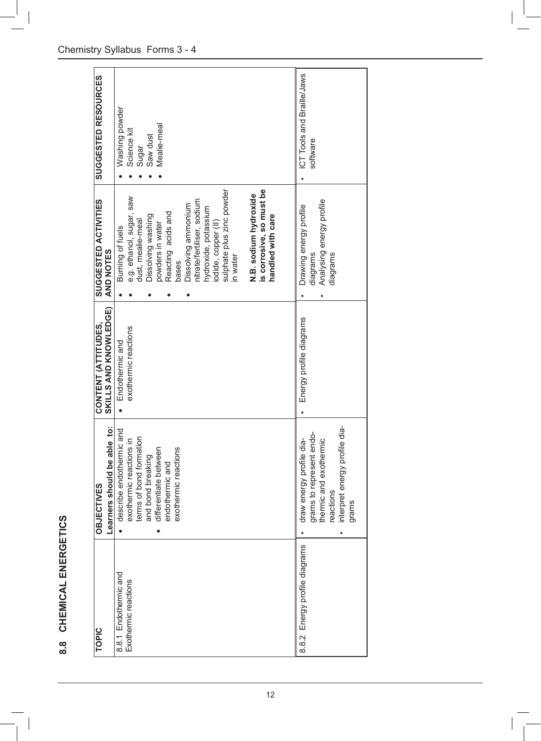## 8.8 CHEMICAL ENERGETICS

| TOPIC | OBJECTIVES<br>Learners should be able to: | CONTENT (ATTITUDES, SKILLS AND KNOWLEDGE) | SUGGESTED ACTIVITIES AND NOTES | SUGGESTED RESOURCES |
|---|---|---|---|---|
| 8.8.1 Endothermic and Exothermic reactions | • describe endothermic and exothermic reactions in terms of bond formation and bond breaking<br>• differentiate between endothermic and exothermic reactions | • Endothermic and exothermic reactions | • Burning of fuels<br>• e.g. ethanol, sugar, saw dust, mealie-meal<br>• Dissolving washing powders in water<br>• Reacting acids and bases<br>• Dissolving ammonium nitrate/fertiliser, sodium hydroxide, potassium iodide, copper (II) sulphate plus zinc powder in water<br><br>**N.B. sodium hydroxide is corrosive, so must be handled with care** | • Washing powder<br>• Science kit<br>• Sugar<br>• Saw dust<br>• Mealie-meal |
| 8.8.2 Energy profile diagrams | • draw energy profile diagrams to represent endothermic and exothermic reactions<br>• interpret energy profile diagrams | • Energy profile diagrams | • Drawing energy profile diagrams<br>• Analysing energy profile diagrams | • ICT Tools and Braille/Jaws software |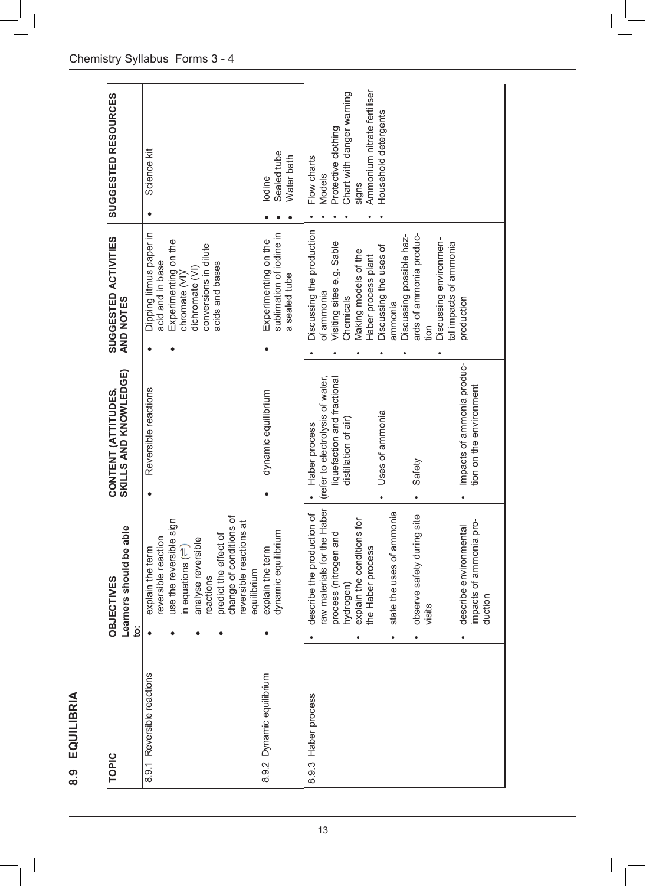## 8.9 EQUILIBRIA

| TOPIC | OBJECTIVES<br>Learners should be able to: | CONTENT (ATTITUDES, SKILLS AND KNOWLEDGE) | SUGGESTED ACTIVITIES AND NOTES | SUGGESTED RESOURCES |
|---|---|---|---|---|
| 8.9.1 Reversible reactions | • explain the term reversible reaction<br>• use the reversible sign in equations ($\rightleftharpoons$)<br>• analyse reversible reactions<br>• predict the effect of change of conditions of reversible reactions at equilibrium | • Reversible reactions | • Dipping litmus paper in acid and in base<br>• Experimenting on the chromate (VI)/ dichromate (VI) conversions in dilute acids and bases | • Science kit |
| 8.9.2 Dynamic equilibrium | • explain the term dynamic equilibrium | • dynamic equilibrium | • Experimenting on the sublimation of iodine in a sealed tube | • Iodine<br>• Sealed tube<br>• Water bath |
| 8.9.3 Haber process | • describe the production of raw materials for the Haber process (nitrogen and hydrogen)<br>• explain the conditions for the Haber process<br>• state the uses of ammonia<br>• observe safety during site visits<br>• describe environmental impacts of ammonia production | • Haber process (refer to electrolysis of water, liquefaction and fractional distillation of air)<br>• Uses of ammonia<br>• Safety<br>• Impacts of ammonia production on the environment | • Discussing the production of ammonia<br>• Visiting sites e.g. Sable Chemicals<br>• Making models of the Haber process plant<br>• Discussing the uses of ammonia<br>• Discussing possible hazards of ammonia production<br>• Discussing environmental impacts of ammonia production | • Flow charts<br>• Models<br>• Protective clothing<br>• Chart with danger warning signs<br>• Ammonium nitrate fertiliser<br>• Household detergents |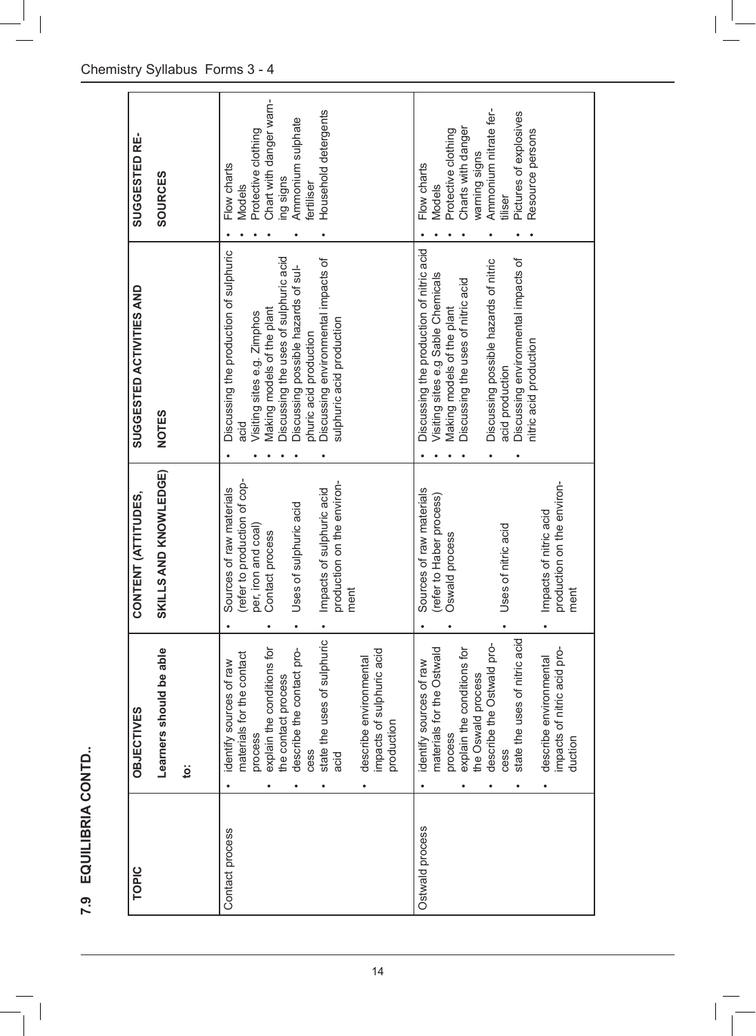## 7.9 EQUILIBRIA CONTD..

| TOPIC | OBJECTIVES<br>Learners should be able to: | CONTENT (ATTITUDES, SKILLS AND KNOWLEDGE) | SUGGESTED ACTIVITIES AND NOTES | SUGGESTED RESOURCES |
|---|---|---|---|---|
| Contact process | • identify sources of raw materials for the contact process<br>• explain the conditions for the contact process<br>• describe the contact process<br>• state the uses of sulphuric acid<br>• describe environmental impacts of sulphuric acid production | • Sources of raw materials (refer to production of copper, iron and coal)<br>• Contact process<br>• Uses of sulphuric acid<br>• Impacts of sulphuric acid production on the environment | • Discussing the production of sulphuric acid<br>• Visiting sites e.g. Zimphos<br>• Making models of the plant<br>• Discussing the uses of sulphuric acid<br>• Discussing possible hazards of sulphuric acid production<br>• Discussing environmental impacts of sulphuric acid production | • Flow charts<br>• Models<br>• Protective clothing<br>• Chart with danger warning signs<br>• Ammonium sulphate fertiliser<br>• Household detergents |
| Ostwald process | • identify sources of raw materials for the Ostwald process<br>• explain the conditions for the Oswald process<br>• describe the Ostwald process<br>• state the uses of nitric acid<br>• describe environmental impacts of nitric acid production | • Sources of raw materials (refer to Haber process)<br>• Oswald process<br>• Uses of nitric acid<br>• Impacts of nitric acid production on the environment | • Discussing the production of nitric acid<br>• Visiting sites e.g Sable Chemicals<br>• Making models of the plant<br>• Discussing the uses of nitric acid<br>• Discussing possible hazards of nitric acid production<br>• Discussing environmental impacts of nitric acid production | • Flow charts<br>• Models<br>• Protective clothing<br>• Charts with danger warning signs<br>• Ammonium nitrate fertiliser<br>• Pictures of explosives<br>• Resource persons |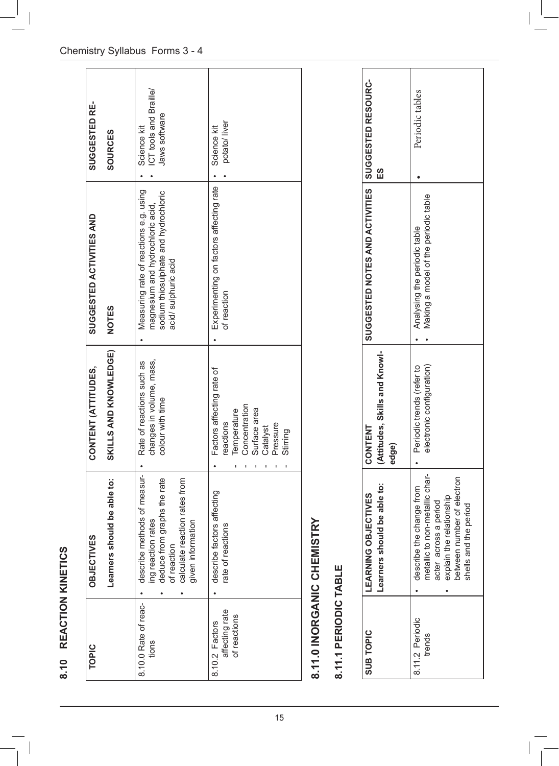## 8.10 REACTION KINETICS

| TOPIC | OBJECTIVES<br>Learners should be able to: | CONTENT (ATTITUDES, SKILLS AND KNOWLEDGE) | SUGGESTED ACTIVITIES AND NOTES | SUGGESTED RESOURCES |
|---|---|---|---|---|
| 8.10.0 Rate of reactions | • describe methods of measuring reaction rates<br>• deduce from graphs the rate of reaction<br>• calculate reaction rates from given information | • Rate of reactions such as changes in volume, mass, colour with time | • Measuring rate of reactions e.g. using magnesium and hydrochloric acid, sodium thiosulphate and hydrochloric acid/ sulphuric acid | • Science kit<br>• ICT tools and Braille/ Jaws software |
| 8.10.2 Factors affecting rate of reactions | • describe factors affecting rate of reactions | • Factors affecting rate of reactions<br>- Temperature<br>- Concentration<br>- Surface area<br>- Catalyst<br>- Pressure<br>- Stirring | • Experimenting on factors affecting rate of reaction | • Science kit<br>• potato/ liver |

## 8.11.0 INORGANIC CHEMISTRY

### 8.11.1 PERIODIC TABLE

| SUB TOPIC | LEARNING OBJECTIVES<br>Learners should be able to: | CONTENT (Attitudes, Skills and Knowledge) | SUGGESTED NOTES AND ACTIVITIES | SUGGESTED RESOURCES |
|---|---|---|---|---|
| 8.11.2 Periodic trends | • describe the change from metallic to non-metallic character across a period<br>• explain the relationship between number of electron shells and the period | • Periodic trends (refer to electronic configuration) | • Analysing the periodic table<br>• Making a model of the periodic table | • Periodic tables |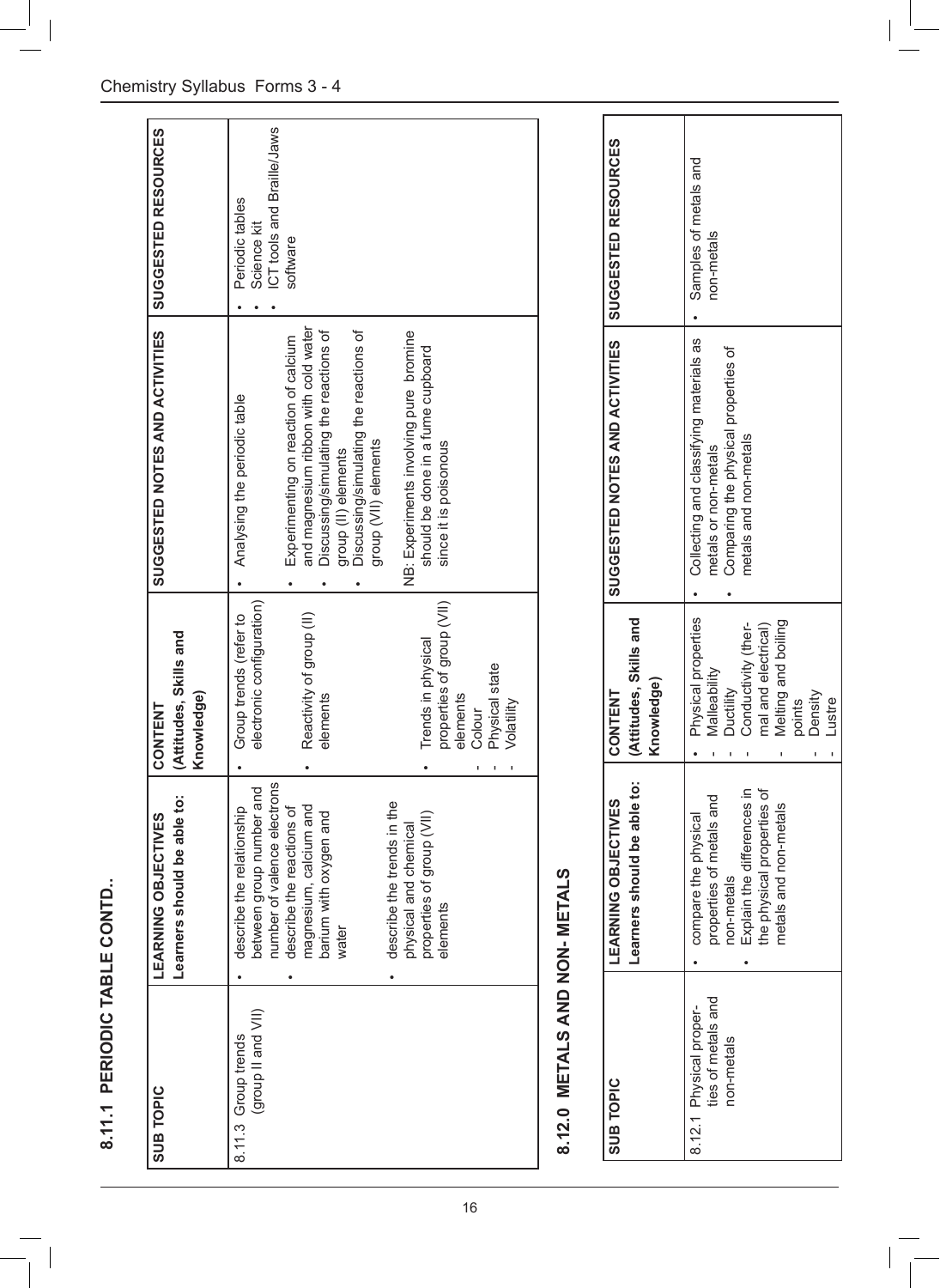## 8.11.1 PERIODIC TABLE CONTD..

| SUB TOPIC | LEARNING OBJECTIVES<br>Learners should be able to: | CONTENT<br>(Attitudes, Skills and Knowledge) | SUGGESTED NOTES AND ACTIVITIES | SUGGESTED RESOURCES |
|---|---|---|---|---|
| 8.11.3 Group trends (group II and VII) | • describe the relationship between group number and number of valence electrons<br>• describe the reactions of magnesium, calcium and barium with oxygen and water<br>• describe the trends in the physical and chemical properties of group (VII) elements | • Group trends (refer to electronic configuration)<br>• Reactivity of group (II) elements<br>• Trends in physical properties of group (VII) elements<br>- Colour<br>- Physical state<br>- Volatility | • Analysing the periodic table<br>• Experimenting on reaction of calcium and magnesium ribbon with cold water<br>• Discussing/simulating the reactions of group (II) elements<br>• Discussing/simulating the reactions of group (VII) elements<br>NB: Experiments involving pure bromine should be done in a fume cupboard since it is poisonous | • Periodic tables<br>• Science kit<br>• ICT tools and Braille/Jaws software |

## 8.12.0 METALS AND NON- METALS

| SUB TOPIC | LEARNING OBJECTIVES<br>Learners should be able to: | CONTENT<br>(Attitudes, Skills and Knowledge) | SUGGESTED NOTES AND ACTIVITIES | SUGGESTED RESOURCES |
|---|---|---|---|---|
| 8.12.1 Physical properties of metals and non-metals | • compare the physical properties of metals and non-metals<br>• Explain the differences in the physical properties of metals and non-metals | • Physical properties<br>- Malleability<br>- Ductility<br>- Conductivity (thermal and electrical)<br>- Melting and boiling points<br>- Density<br>- Lustre | • Collecting and classifying materials as metals or non-metals<br>• Comparing the physical properties of metals and non-metals | • Samples of metals and non-metals |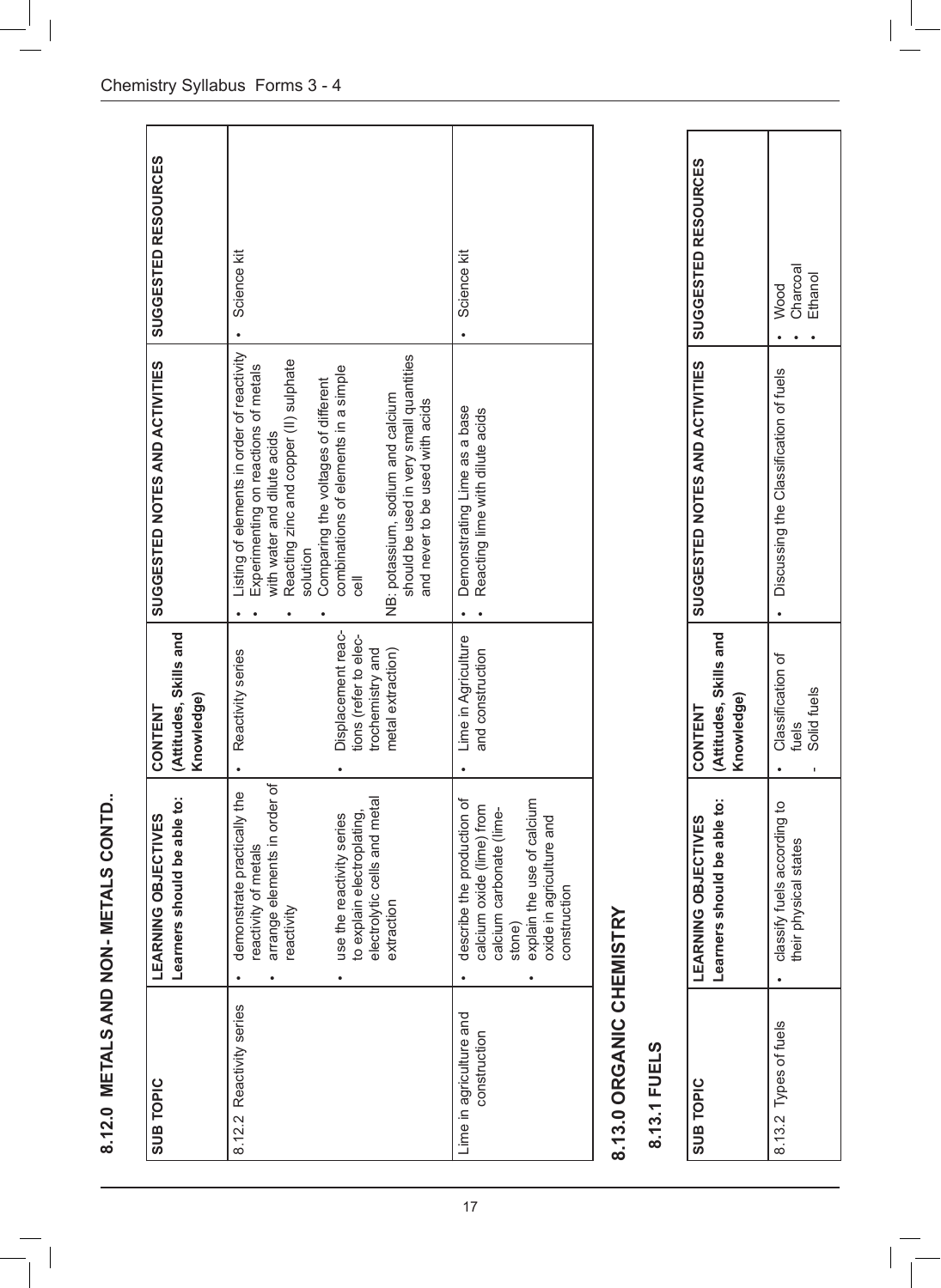## 8.12.0 METALS AND NON- METALS CONTD..

| SUB TOPIC | LEARNING OBJECTIVES Learners should be able to: | CONTENT (Attitudes, Skills and Knowledge) | SUGGESTED NOTES AND ACTIVITIES | SUGGESTED RESOURCES |
|---|---|---|---|---|
| 8.12.2 Reactivity series | • demonstrate practically the reactivity of metals<br>• arrange elements in order of reactivity<br>• use the reactivity series to explain electroplating, electrolytic cells and metal extraction | • Reactivity series<br>• Displacement reactions (refer to electrochemistry and metal extraction) | • Listing of elements in order of reactivity<br>• Experimenting on reactions of metals with water and dilute acids<br>• Reacting zinc and copper (II) sulphate solution<br>• Comparing the voltages of different combinations of elements in a simple cell<br>NB: potassium, sodium and calcium should be used in very small quantities and never to be used with acids | • Science kit |
| Lime in agriculture and construction | • describe the production of calcium oxide (lime) from calcium carbonate (limestone)<br>• explain the use of calcium oxide in agriculture and construction | • Lime in Agriculture and construction | • Demonstrating Lime as a base<br>• Reacting lime with dilute acids | • Science kit |

## 8.13.0 ORGANIC CHEMISTRY

### 8.13.1 FUELS

| SUB TOPIC | LEARNING OBJECTIVES Learners should be able to: | CONTENT (Attitudes, Skills and Knowledge) | SUGGESTED NOTES AND ACTIVITIES | SUGGESTED RESOURCES |
|---|---|---|---|---|
| 8.13.2 Types of fuels | • classify fuels according to their physical states | • Classification of fuels<br>- Solid fuels | • Discussing the Classification of fuels | • Wood<br>• Charcoal<br>• Ethanol |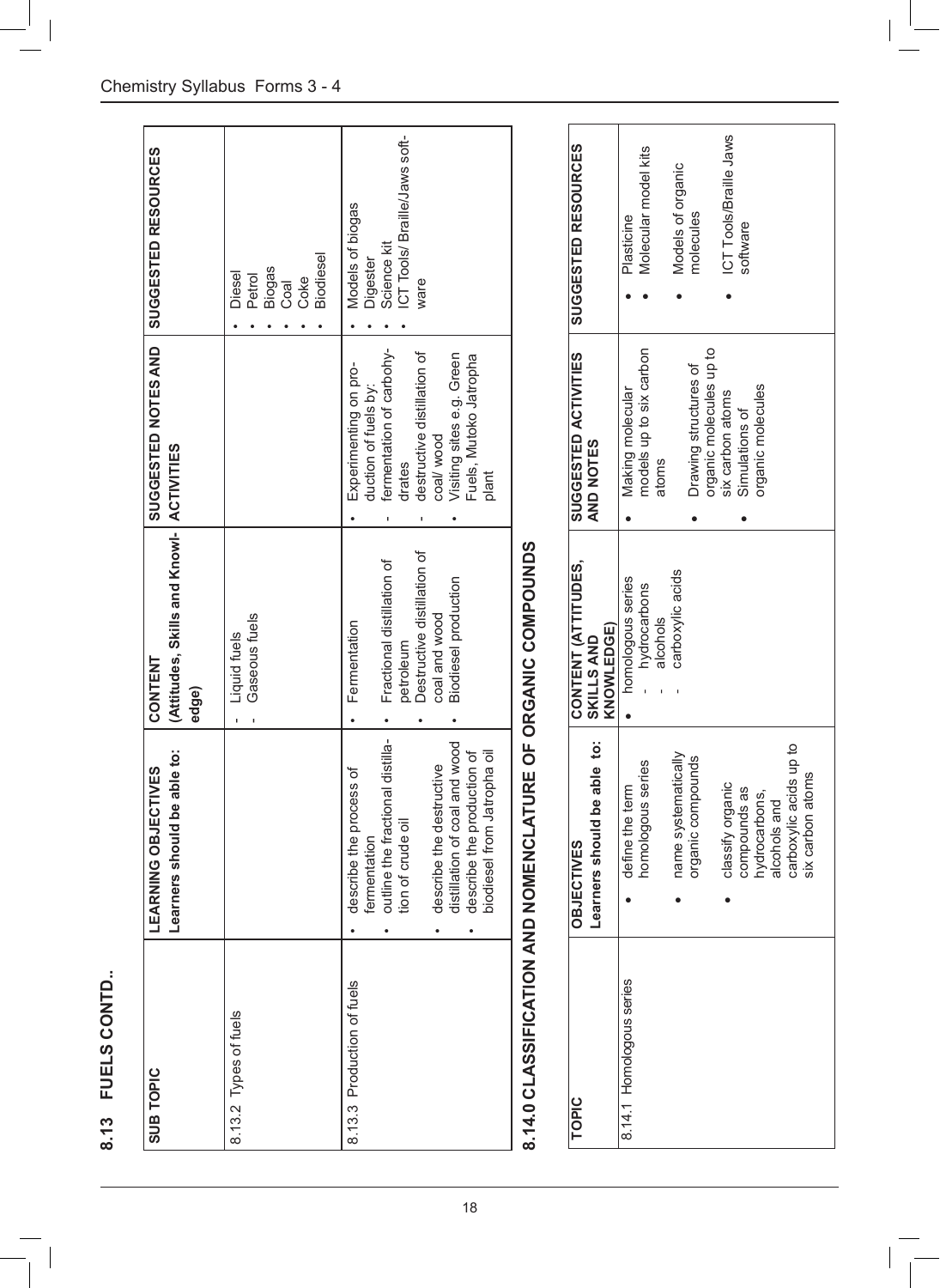## 8.13 FUELS CONTD..

| SUB TOPIC | LEARNING OBJECTIVES<br>Learners should be able to: | CONTENT<br>(Attitudes, Skills and Knowledge) | SUGGESTED NOTES AND ACTIVITIES | SUGGESTED RESOURCES |
|---|---|---|---|---|
| 8.13.2 Types of fuels | | - Liquid fuels<br>- Gaseous fuels | | • Diesel<br>• Petrol<br>• Biogas<br>• Coal<br>• Coke<br>• Biodiesel |
| 8.13.3 Production of fuels | • describe the process of fermentation<br>• outline the fractional distillation of crude oil<br>• describe the destructive distillation of coal and wood<br>• describe the production of biodiesel from Jatropha oil | • Fermentation<br>• Fractional distillation of petroleum<br>• Destructive distillation of coal and wood<br>• Biodiesel production | • Experimenting on production of fuels by:<br>- fermentation of carbohydrates<br>- destructive distillation of coal/ wood<br>• Visiting sites e.g. Green Fuels, Mutoko Jatropha plant | • Models of biogas<br>• Digester<br>• Science kit<br>• ICT Tools/ Braille/Jaws software |

## 8.14.0 CLASSIFICATION AND NOMENCLATURE OF ORGANIC COMPOUNDS

| TOPIC | OBJECTIVES<br>Learners should be able to: | CONTENT (ATTITUDES, SKILLS AND KNOWLEDGE) | SUGGESTED ACTIVITIES AND NOTES | SUGGESTED RESOURCES |
|---|---|---|---|---|
| 8.14.1 Homologous series | • define the term homologous series<br>• name systematically organic compounds<br>• classify organic compounds as hydrocarbons, alcohols and carboxylic acids up to six carbon atoms | • homologous series<br>- hydrocarbons<br>- alcohols<br>- carboxylic acids | • Making molecular models up to six carbon atoms<br>• Drawing structures of organic molecules up to six carbon atoms<br>• Simulations of organic molecules | • Plasticine<br>• Molecular model kits<br>• Models of organic molecules<br>• ICT Tools/Braille Jaws software |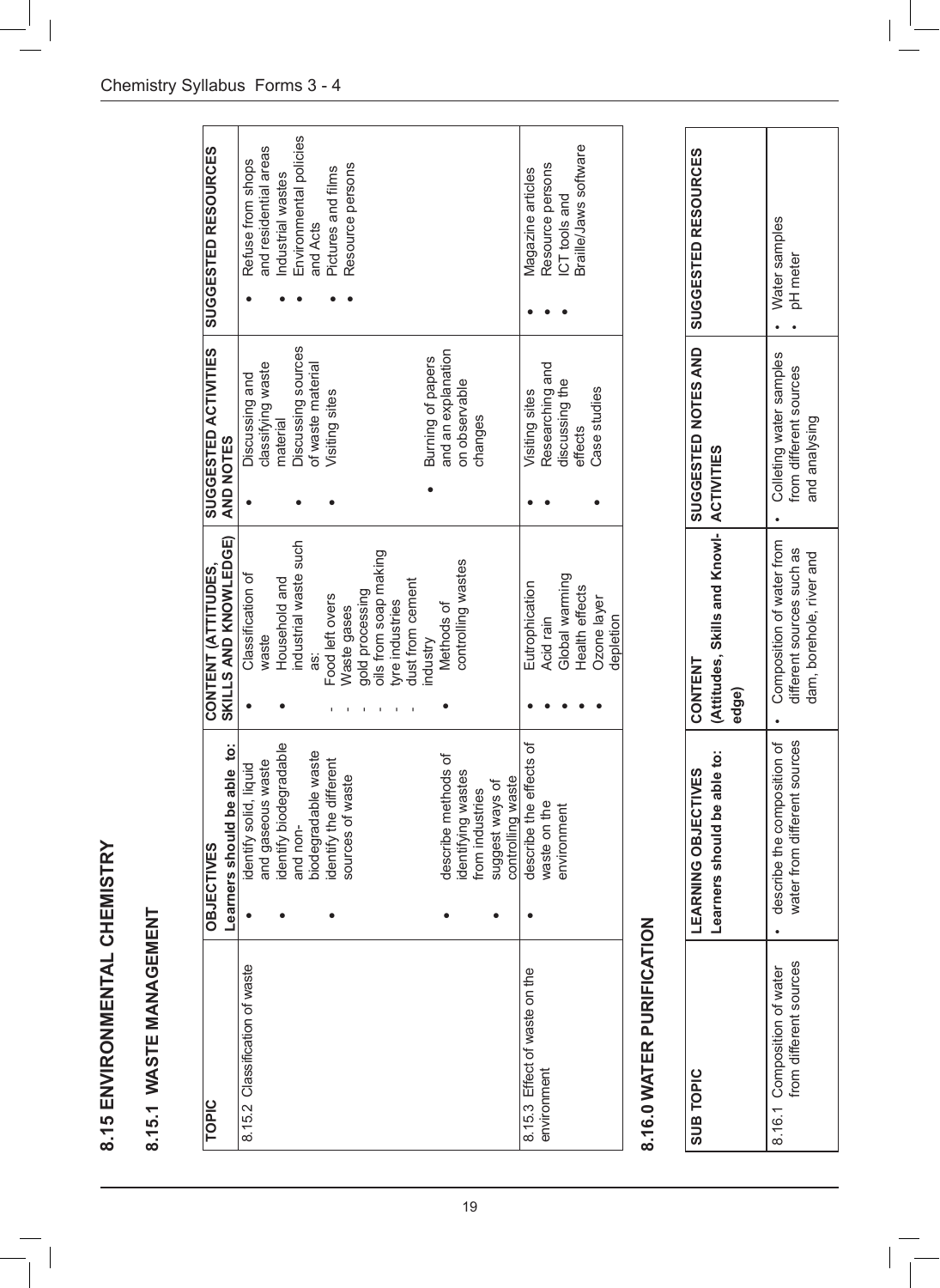## 8.15 ENVIRONMENTAL CHEMISTRY

### 8.15.1 WASTE MANAGEMENT

| TOPIC | OBJECTIVES<br>Learners should be able to: | CONTENT (ATTITUDES, SKILLS AND KNOWLEDGE) | SUGGESTED ACTIVITIES AND NOTES | SUGGESTED RESOURCES |
|---|---|---|---|---|
| 8.15.2 Classification of waste | • identify solid, liquid and gaseous waste<br>• identify biodegradable and non-biodegradable waste<br>• identify the different sources of waste<br>• describe methods of identifying wastes from industries<br>• suggest ways of controlling waste | • Classification of waste<br>• Household and industrial waste such as:<br>- Food left overs<br>- Waste gases<br>- gold processing<br>- oils from soap making<br>- tyre industries<br>- dust from cement industry<br>• Methods of controlling wastes | • Discussing and classifying waste material<br>• Discussing sources of waste material<br>• Visiting sites<br>• Burning of papers and an explanation on observable changes | • Refuse from shops and residential areas<br>• Industrial wastes<br>• Environmental policies and Acts<br>• Pictures and films<br>• Resource persons |
| 8.15.3 Effect of waste on the environment | • describe the effects of waste on the environment | • Eutrophication<br>• Acid rain<br>• Global warming<br>• Health effects<br>• Ozone layer depletion | • Visiting sites<br>• Researching and discussing the effects<br>• Case studies | • Magazine articles<br>• Resource persons<br>• ICT tools and Braille/Jaws software |

## 8.16.0 WATER PURIFICATION

| SUB TOPIC | LEARNING OBJECTIVES<br>Learners should be able to: | CONTENT (Attitudes, Skills and Knowledge) | SUGGESTED NOTES AND ACTIVITIES | SUGGESTED RESOURCES |
|---|---|---|---|---|
| 8.16.1 Composition of water from different sources | • describe the composition of water from different sources | • Composition of water from different sources such as dam, borehole, river and | • Colleting water samples from different sources and analysing | • Water samples<br>• pH meter |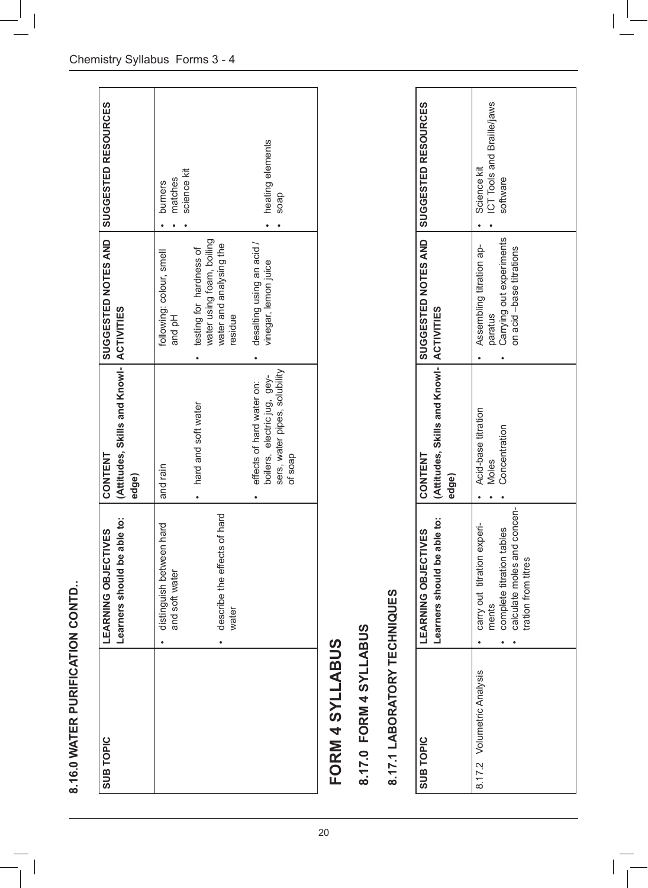## 8.16.0 WATER PURIFICATION CONTD..

| SUB TOPIC | LEARNING OBJECTIVES<br>Learners should be able to: | CONTENT<br>(Attitudes, Skills and Knowledge) | SUGGESTED NOTES AND ACTIVITIES | SUGGESTED RESOURCES |
|---|---|---|---|---|
| | • distinguish between hard and soft water<br><br>• describe the effects of hard water | and rain<br><br>• hard and soft water<br><br>• effects of hard water on: boilers, electric jug, geysers, water pipes, solubility of soap | following: colour, smell and pH<br><br>• testing for hardness of water using foam, boiling water and analysing the residue<br><br>• desalting using an acid / vinegar, lemon juice | • burners<br>• matches<br>• science kit<br><br>• heating elements<br>• soap |

# FORM 4 SYLLABUS

## 8.17.0 FORM 4 SYLLABUS

## 8.17.1 LABORATORY TECHNIQUES

| SUB TOPIC | LEARNING OBJECTIVES<br>Learners should be able to: | CONTENT<br>(Attitudes, Skills and Knowledge) | SUGGESTED NOTES AND ACTIVITIES | SUGGESTED RESOURCES |
|---|---|---|---|---|
| 8.17.2 Volumetric Analysis | • carry out titration experiments<br>• complete titration tables<br>• calculate moles and concentration from titres | • Acid-base titration<br>• Moles<br>• Concentration | • Assembling titration apparatus<br>• Carrying out experiments on acid –base titrations | • Science kit<br>• ICT Tools and Braille/jaws software |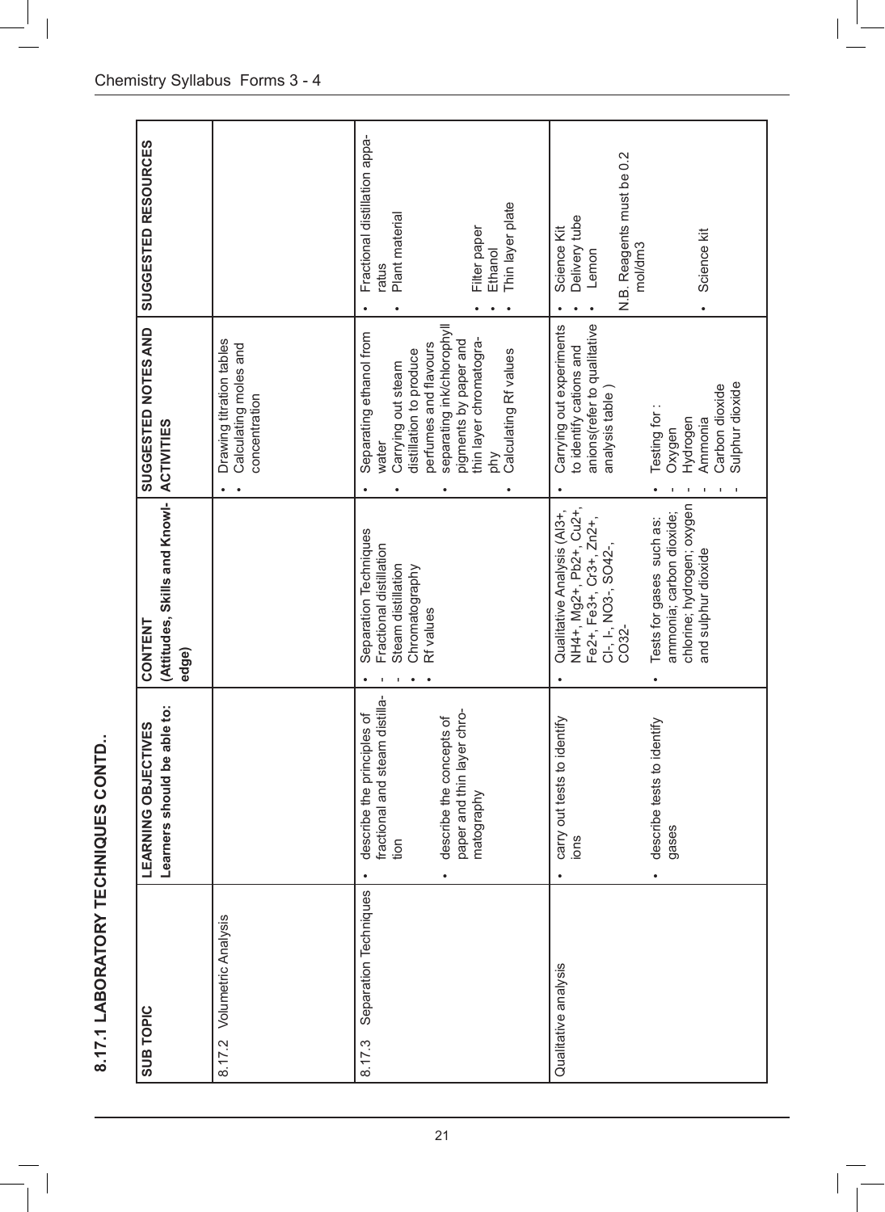# 8.17.1 LABORATORY TECHNIQUES CONTD..

| SUB TOPIC | LEARNING OBJECTIVES<br>Learners should be able to: | CONTENT<br>(Attitudes, Skills and Knowledge) | SUGGESTED NOTES AND ACTIVITIES | SUGGESTED RESOURCES |
|---|---|---|---|---|
| 8.17.2 Volumetric Analysis | | | • Drawing titration tables<br>• Calculating moles and concentration | |
| 8.17.3 Separation Techniques | • describe the principles of fractional and steam distillation<br><br>• describe the concepts of paper and thin layer chromatography | • Separation Techniques<br>- Fractional distillation<br>- Steam distillation<br>• Chromatography<br>• Rf values | • Separating ethanol from water<br>• Carrying out steam distillation to produce perfumes and flavours<br>• separating ink/chlorophyll pigments by paper and thin layer chromatography<br>• Calculating Rf values | • Fractional distillation apparatus<br>• Plant material<br><br>• Filter paper<br>• Ethanol<br>• Thin layer plate |
| Qualitative analysis | • carry out tests to identify ions<br><br>• describe tests to identify gases | • Qualitative Analysis ($Al^{3+}$, $NH_4^+$, $Mg^{2+}$, $Pb^{2+}$, $Cu^{2+}$, $Fe^{2+}$, $Fe^{3+}$, $Cr^{3+}$, $Zn^{2+}$, $Cl^-$, $I^-$, $NO_3^-$, $SO_4^{2-}$, $CO_3^{2-}$<br><br>• Tests for gases such as: ammonia; carbon dioxide; chlorine; hydrogen; oxygen and sulphur dioxide | • Carrying out experiments to identify cations and anions(refer to qualitative analysis table )<br><br>• Testing for :<br>- Oxygen<br>- Hydrogen<br>- Ammonia<br>- Carbon dioxide<br>- Sulphur dioxide | • Science Kit<br>• Delivery tube<br>• Lemon<br><br>N.B. Reagents must be 0.2 mol/dm3<br><br>• Science kit |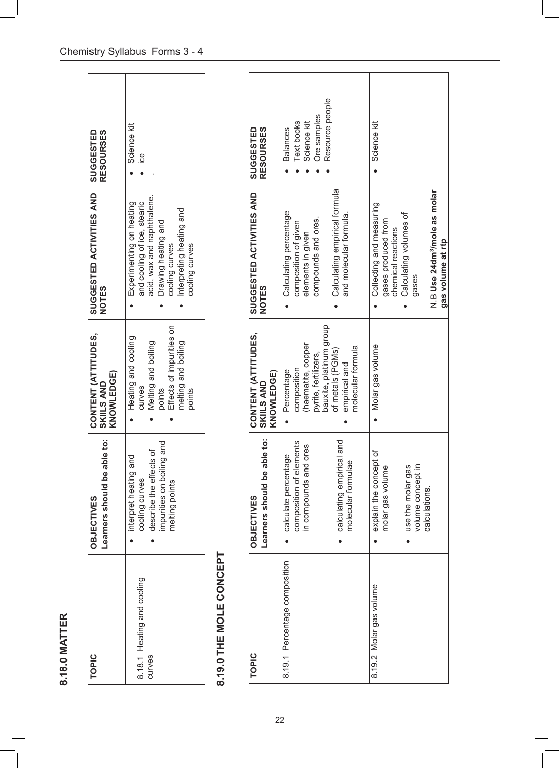## 8.18.0 MATTER

| TOPIC | OBJECTIVES<br>Learners should be able to: | CONTENT (ATTITUDES, SKILLS AND KNOWLEDGE) | SUGGESTED ACTIVITIES AND NOTES | SUGGESTED RESOURSES |
|---|---|---|---|---|
| 8.18.1 Heating and cooling curves | • interpret heating and cooling curves<br>• describe the effects of impurities on boiling and melting points | • Heating and cooling curves<br>• Melting and boiling points<br>• Effects of impurities on melting and boiling points | • Experimenting on heating and cooling of ice, stearic acid, wax and naphthalene.<br>• Drawing heating and cooling curves<br>• Interpreting heating and cooling curves | • Science kit<br>• ice<br>. |

## 8.19.0 THE MOLE CONCEPT

| TOPIC | OBJECTIVES<br>Learners should be able to: | CONTENT (ATTITUDES, SKILLS AND KNOWLEDGE) | SUGGESTED ACTIVITIES AND NOTES | SUGGESTED RESOURSES |
|---|---|---|---|---|
| 8.19.1 Percentage composition | • calculate percentage composition of elements in compounds and ores<br>• calculating empirical and molecular formulae | • Percentage composition (haematite, copper pyrite, fertilizers, bauxite, platinum group of metals (PGMs)<br>• empirical and molecular formula | • Calculating percentage composition of given elements in given compounds and ores.<br>• Calculating empirical formula and molecular formula. | • Balances<br>• Text books<br>• Science kit<br>• Ore samples<br>• Resource people |
| 8.19.2 Molar gas volume | • explain the concept of molar gas volume<br>• use the molar gas volume concept in calculations. | • Molar gas volume | • Collecting and measuring gases produced from chemical reactions<br>• Calculating volumes of gases<br><br>N.B **Use 24dm³/mole as molar gas volume at rtp** | • Science kit |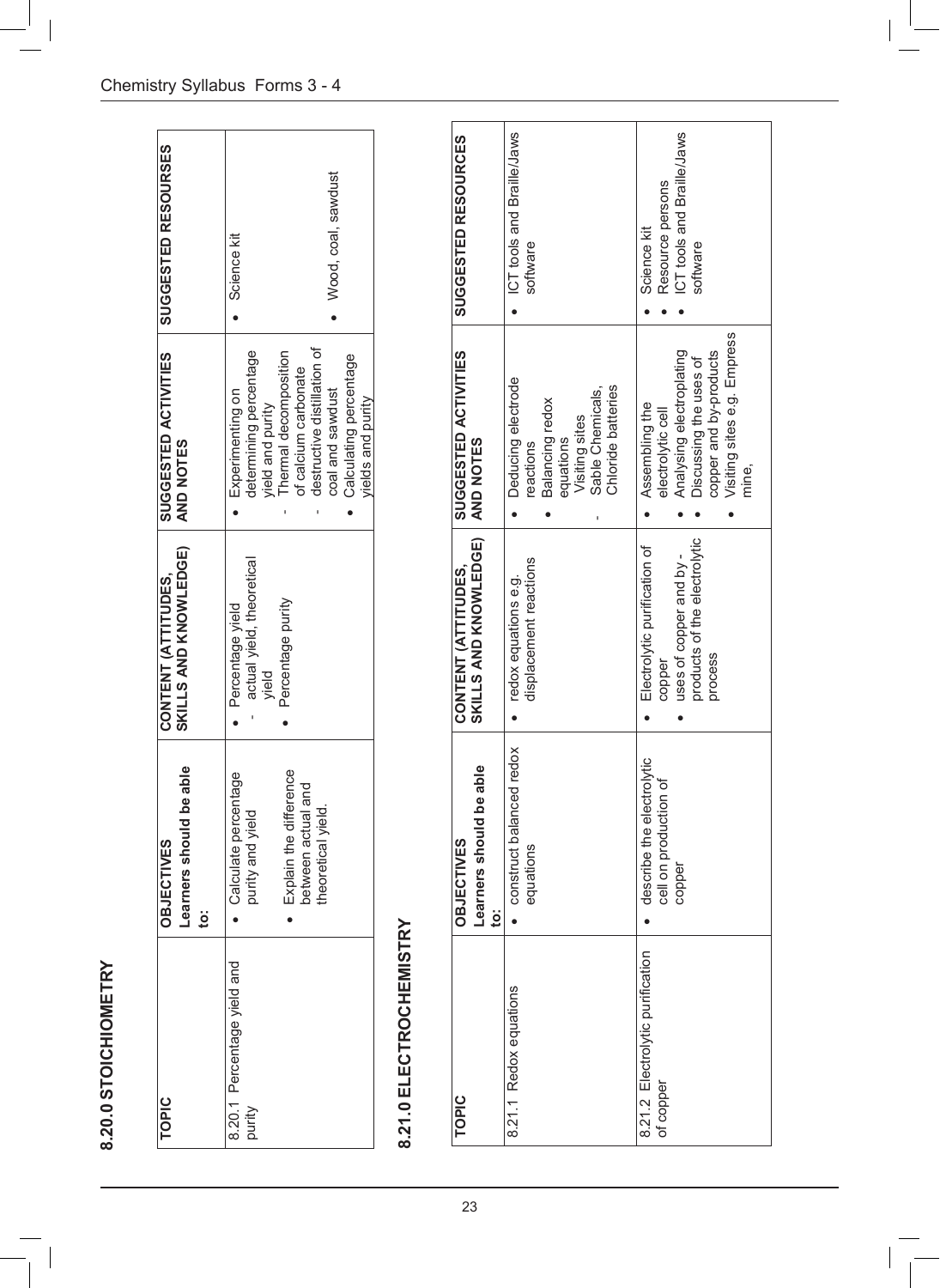## 8.20.0 STOICHIOMETRY

| TOPIC | OBJECTIVES<br>Learners should be able to: | CONTENT (ATTITUDES, SKILLS AND KNOWLEDGE) | SUGGESTED ACTIVITIES AND NOTES | SUGGESTED RESOURSES |
|---|---|---|---|---|
| 8.20.1 Percentage yield and purity | • Calculate percentage purity and yield<br>• Explain the difference between actual and theoretical yield. | • Percentage yield<br>- actual yield, theoretical yield<br>• Percentage purity | • Experimenting on determining percentage yield and purity<br>- Thermal decomposition of calcium carbonate<br>- destructive distillation of coal and sawdust<br>• Calculating percentage yields and purity | • Science kit<br>• Wood, coal, sawdust |

## 8.21.0 ELECTROCHEMISTRY

| TOPIC | OBJECTIVES<br>Learners should be able to: | CONTENT (ATTITUDES, SKILLS AND KNOWLEDGE) | SUGGESTED ACTIVITIES AND NOTES | SUGGESTED RESOURCES |
|---|---|---|---|---|
| 8.21.1 Redox equations | • construct balanced redox equations | • redox equations e.g. displacement reactions | • Deducing electrode reactions<br>• Balancing redox equations<br>- Visiting sites Sable Chemicals, Chloride batteries | • ICT tools and Braille/Jaws software |
| 8.21.2 Electrolytic purification of copper | • describe the electrolytic cell on production of copper | • Electrolytic purification of copper<br>• uses of copper and by - products of the electrolytic process | • Assembling the electrolytic cell<br>• Analysing electroplating<br>• Discussing the uses of copper and by-products<br>• Visiting sites e.g. Empress mine, | • Science kit<br>• Resource persons<br>• ICT tools and Braille/Jaws software |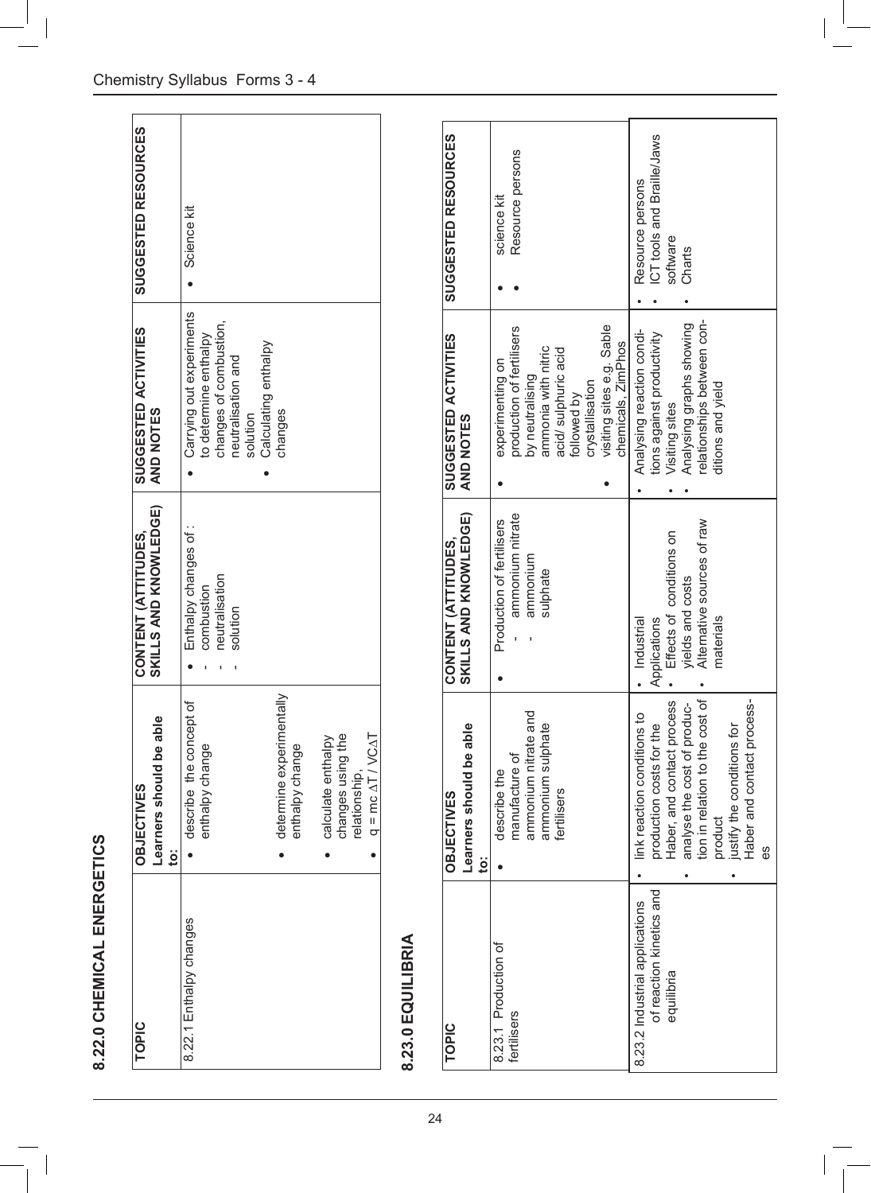## 8.22.0 CHEMICAL ENERGETICS

| TOPIC | OBJECTIVES<br>Learners should be able to: | CONTENT (ATTITUDES, SKILLS AND KNOWLEDGE) | SUGGESTED ACTIVITIES AND NOTES | SUGGESTED RESOURCES |
|---|---|---|---|---|
| 8.22.1 Enthalpy changes | • describe the concept of enthalpy change<br>• determine experimentally enthalpy change<br>• calculate enthalpy changes using the relationship,<br>• $q = mc\Delta T / VC\Delta T$ | • Enthalpy changes of :<br>- combustion<br>- neutralisation<br>- solution | • Carrying out experiments to determine enthalpy changes of combustion, neutralisation and solution<br>• Calculating enthalpy changes | • Science kit |

## 8.23.0 EQUILIBRIA

| TOPIC | OBJECTIVES<br>Learners should be able to: | CONTENT (ATTITUDES, SKILLS AND KNOWLEDGE) | SUGGESTED ACTIVITIES AND NOTES | SUGGESTED RESOURCES |
|---|---|---|---|---|
| 8.23.1 Production of fertilisers | • describe the manufacture of ammonium nitrate and ammonium sulphate fertilisers | • Production of fertilisers<br>- ammonium nitrate<br>- ammonium sulphate | • experimenting on production of fertilisers by neutralising ammonia with nitric acid/ sulphuric acid followed by crystallisation<br>• visiting sites e.g. Sable chemicals, ZimPhos | • science kit<br>• Resource persons |
| 8.23.2 Industrial applications of reaction kinetics and equilibria | • link reaction conditions to production costs for the Haber, and contact process<br>• analyse the cost of production in relation to the cost of product<br>• justify the conditions for Haber and contact processes | • Industrial Applications<br>• Effects of conditions on yields and costs<br>• Alternative sources of raw materials | • Analysing reaction conditions against productivity<br>• Visiting sites<br>• Analysing graphs showing relationships between conditions and yield | • Resource persons<br>• ICT tools and Braille/Jaws software<br>• Charts |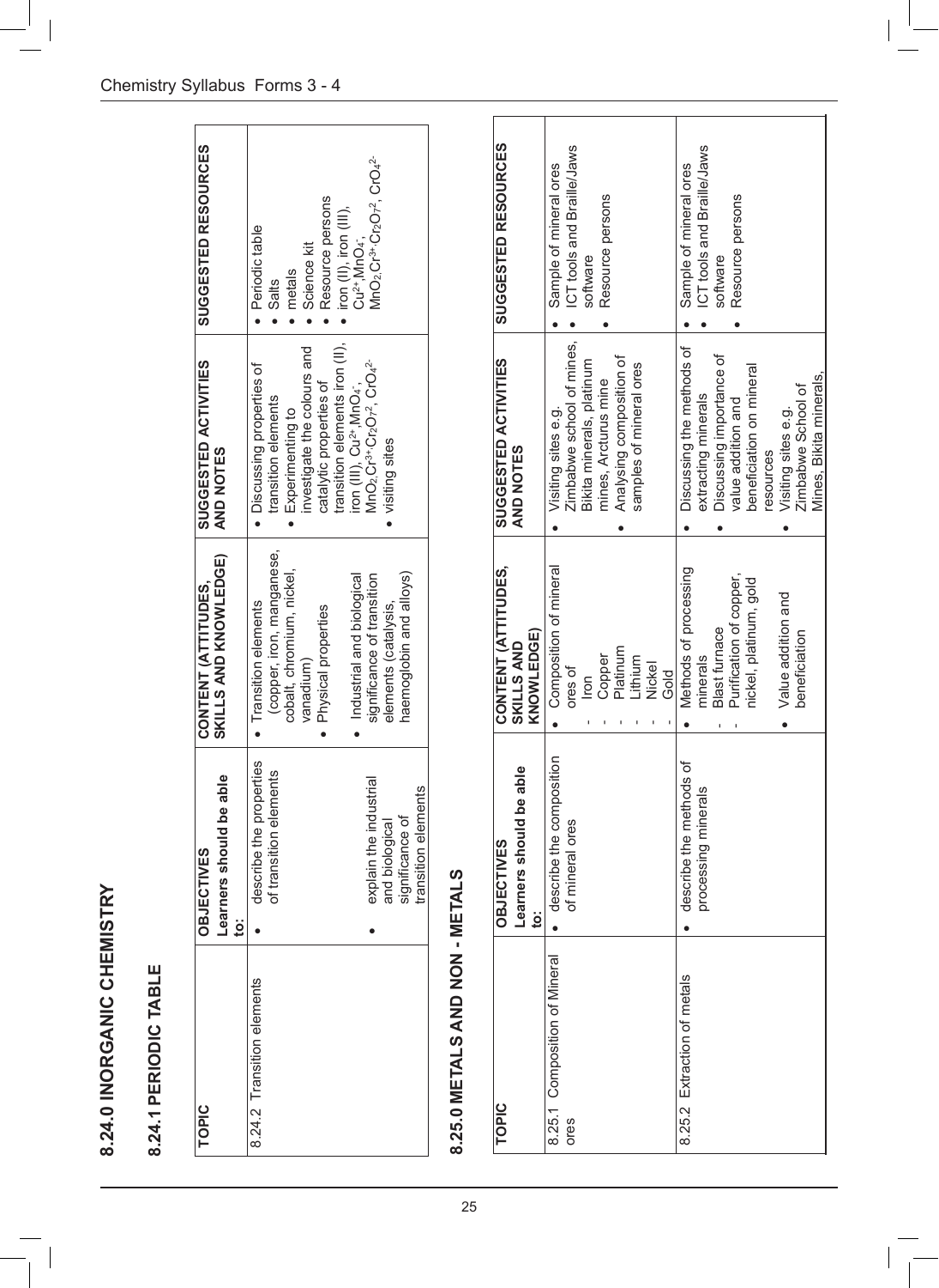# 8.24.0 INORGANIC CHEMISTRY

## 8.24.1 PERIODIC TABLE

| TOPIC | OBJECTIVES<br>Learners should be able to: | CONTENT (ATTITUDES, SKILLS AND KNOWLEDGE) | SUGGESTED ACTIVITIES AND NOTES | SUGGESTED RESOURCES |
|---|---|---|---|---|
| 8.24.2 Transition elements | • describe the properties of transition elements<br>• explain the industrial and biological significance of transition elements | • Transition elements (copper, iron, manganese, cobalt, chromium, nickel, vanadium)<br>• Physical properties<br>• Industrial and biological significance of transition elements (catalysis, haemoglobin and alloys) | • Discussing properties of transition elements<br>• Experimenting to investigate the colours and catalytic properties of transition elements iron (II), iron (III), $Cu^{2+}$, $MnO_4^-$, $MnO_2$, $Cr^{3+}$, $Cr_2O_7^{2-}$, $CrO_4^{2-}$<br>• visiting sites | • Periodic table<br>• Salts<br>• metals<br>• Science kit<br>• Resource persons<br>• iron (II), iron (III), $Cu^{2+}$, $MnO_4^-$, $MnO_2$, $Cr^{3+}$, $Cr_2O_7^{2-}$, $CrO_4^{2-}$ |

## 8.25.0 METALS AND NON - METALS

| TOPIC | OBJECTIVES<br>Learners should be able to: | CONTENT (ATTITUDES, SKILLS AND KNOWLEDGE) | SUGGESTED ACTIVITIES AND NOTES | SUGGESTED RESOURCES |
|---|---|---|---|---|
| 8.25.1 Composition of Mineral ores | • describe the composition of mineral ores | • Composition of mineral ores of<br>- Iron<br>- Copper<br>- Platinum<br>- Lithium<br>- Nickel<br>- Gold | • Visiting sites e.g. Zimbabwe school of mines, Bikita minerals, platinum mines, Arcturus mine<br>• Analysing composition of samples of mineral ores | • Sample of mineral ores<br>• ICT tools and Braille/Jaws software<br>• Resource persons |
| 8.25.2 Extraction of metals | • describe the methods of processing minerals | • Methods of processing minerals<br>- Blast furnace<br>- Purification of copper, nickel, platinum, gold<br>• Value addition and beneficiation | • Discussing the methods of extracting minerals<br>• Discussing importance of value addition and beneficiation on mineral resources<br>• Visiting sites e.g. Zimbabwe School of Mines, Bikita minerals, | • Sample of mineral ores<br>• ICT tools and Braille/Jaws software<br>• Resource persons |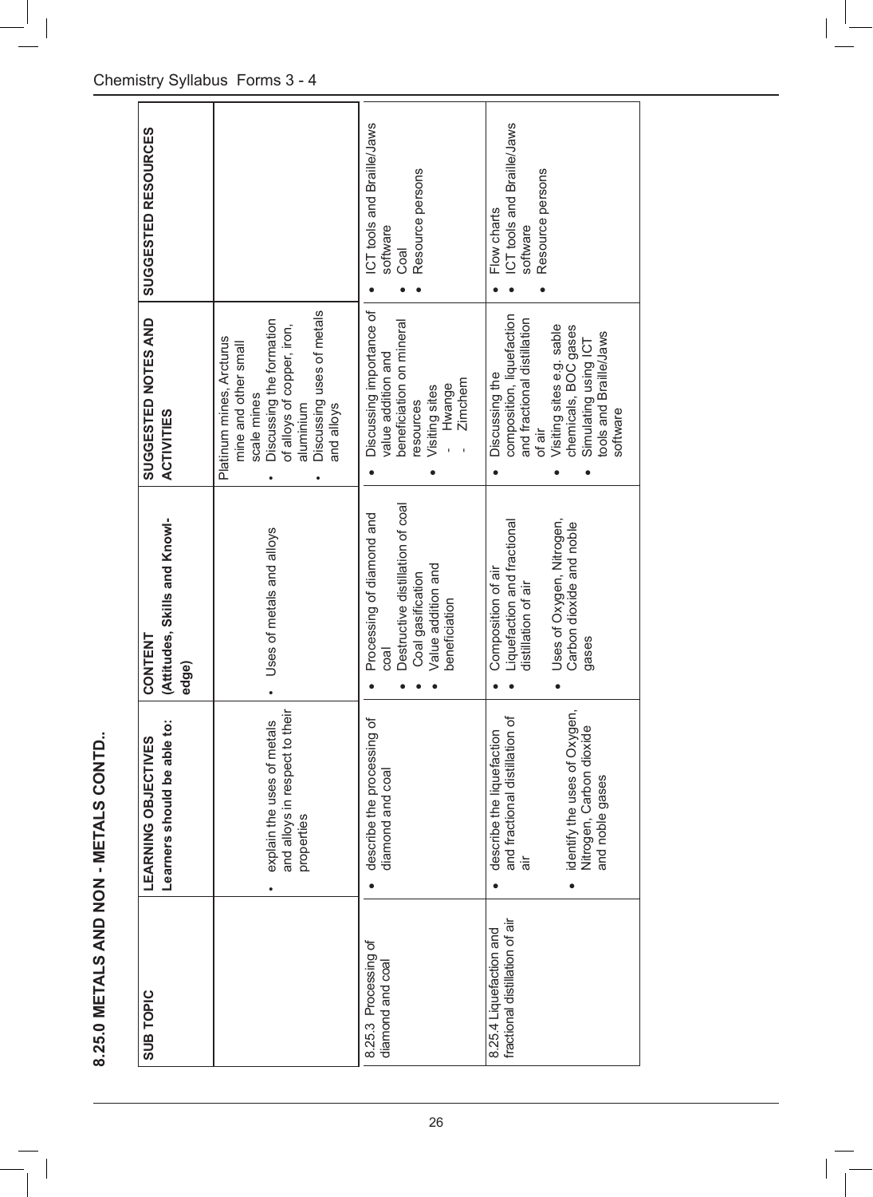## 8.25.0 METALS AND NON - METALS CONTD..

| SUB TOPIC | LEARNING OBJECTIVES Learners should be able to: | CONTENT (Attitudes, Skills and Knowledge) | SUGGESTED NOTES AND ACTIVITIES | SUGGESTED RESOURCES |
|---|---|---|---|---|
| | • explain the uses of metals and alloys in respect to their properties | • Uses of metals and alloys | Platinum mines, Arcturus mine and other small scale mines<br>• Discussing the formation of alloys of copper, iron, aluminium<br>• Discussing uses of metals and alloys | |
| 8.25.3 Processing of diamond and coal | • describe the processing of diamond and coal | • Processing of diamond and coal<br>• Destructive distillation of coal<br>• Coal gasification<br>• Value addition and beneficiation | • Discussing importance of value addition and beneficiation on mineral resources<br>• Visiting sites<br>- Hwange<br>- Zimchem | • ICT tools and Braille/Jaws software<br>• Coal<br>• Resource persons |
| 8.25.4 Liquefaction and fractional distillation of air | • describe the liquefaction and fractional distillation of air<br>• identify the uses of Oxygen, Nitrogen, Carbon dioxide and noble gases | • Composition of air<br>• Liquefaction and fractional distillation of air<br>• Uses of Oxygen, Nitrogen, Carbon dioxide and noble gases | • Discussing the composition, liquefaction and fractional distillation of air<br>• Visiting sites e.g. sable chemicals, BOC gases<br>• Simulating using ICT tools and Braille/Jaws software | • Flow charts<br>• ICT tools and Braille/Jaws software<br>• Resource persons |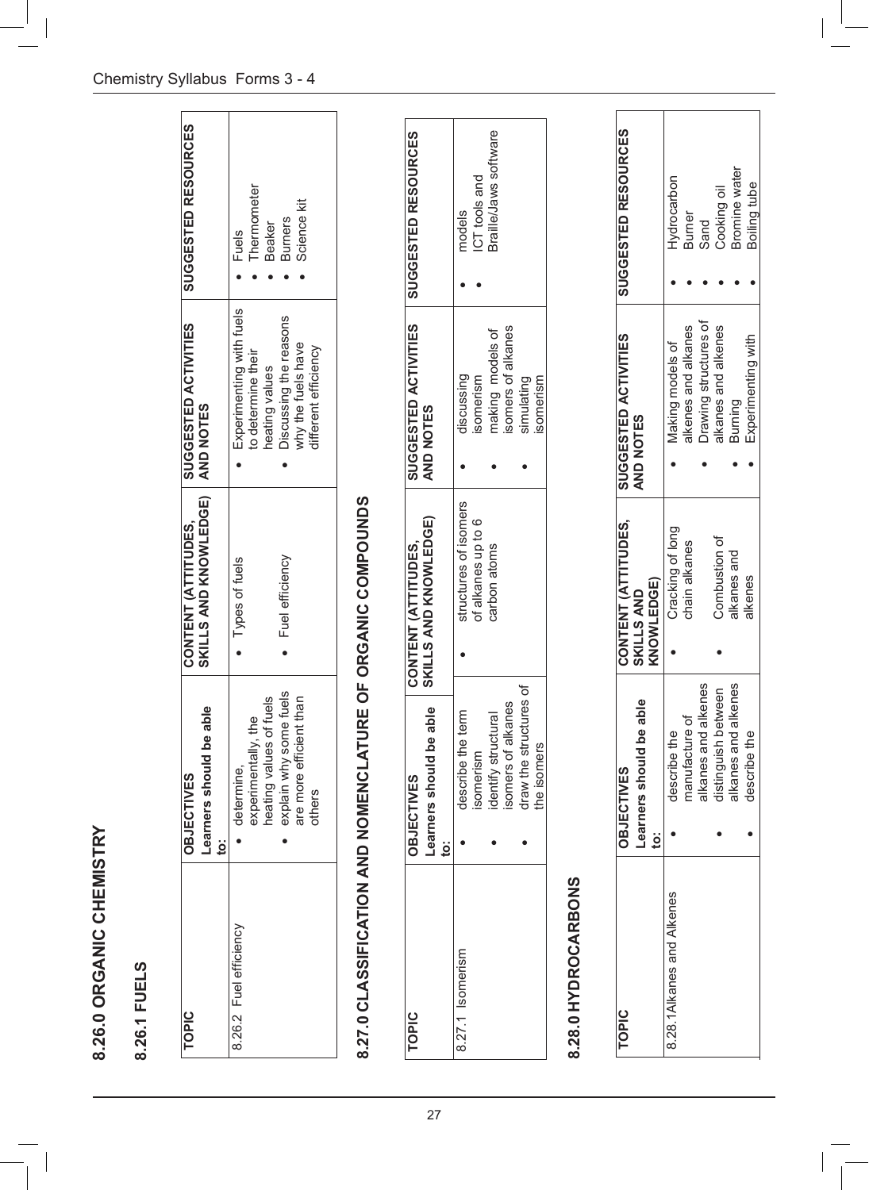## 8.26.0 ORGANIC CHEMISTRY

### 8.26.1 FUELS

| TOPIC | OBJECTIVES<br>Learners should be able to: | CONTENT (ATTITUDES, SKILLS AND KNOWLEDGE) | SUGGESTED ACTIVITIES AND NOTES | SUGGESTED RESOURCES |
|---|---|---|---|---|
| 8.26.2 Fuel efficiency | • determine, experimentally, the heating values of fuels<br>• explain why some fuels are more efficient than others | • Types of fuels<br>• Fuel efficiency | • Experimenting with fuels to determine their heating values<br>• Discussing the reasons why the fuels have different efficiency | • Fuels<br>• Thermometer<br>• Beaker<br>• Burners<br>• Science kit |

## 8.27.0 CLASSIFICATION AND NOMENCLATURE OF ORGANIC COMPOUNDS

| TOPIC | OBJECTIVES<br>Learners should be able to: | CONTENT (ATTITUDES, SKILLS AND KNOWLEDGE) | SUGGESTED ACTIVITIES AND NOTES | SUGGESTED RESOURCES |
|---|---|---|---|---|
| 8.27.1 Isomerism | • describe the term isomerism<br>• identify structural isomers of alkanes<br>• draw the structures of the isomers | • structures of isomers of alkanes up to 6 carbon atoms | • discussing isomerism<br>• making models of isomers of alkanes<br>• simulating isomerism | • models<br>• ICT tools and Braille/Jaws software |

## 8.28.0 HYDROCARBONS

| TOPIC | OBJECTIVES<br>Learners should be able to: | CONTENT (ATTITUDES, SKILLS AND KNOWLEDGE) | SUGGESTED ACTIVITIES AND NOTES | SUGGESTED RESOURCES |
|---|---|---|---|---|
| 8.28.1Alkanes and Alkenes | • describe the manufacture of alkanes and alkenes<br>• distinguish between alkanes and alkenes<br>• describe the | • Cracking of long chain alkanes<br>• Combustion of alkanes and alkenes | • Making models of alkenes and alkanes<br>• Drawing structures of alkanes and alkenes<br>• Burning<br>• Experimenting with | • Hydrocarbon<br>• Burner<br>• Sand<br>• Cooking oil<br>• Bromine water<br>• Boiling tube |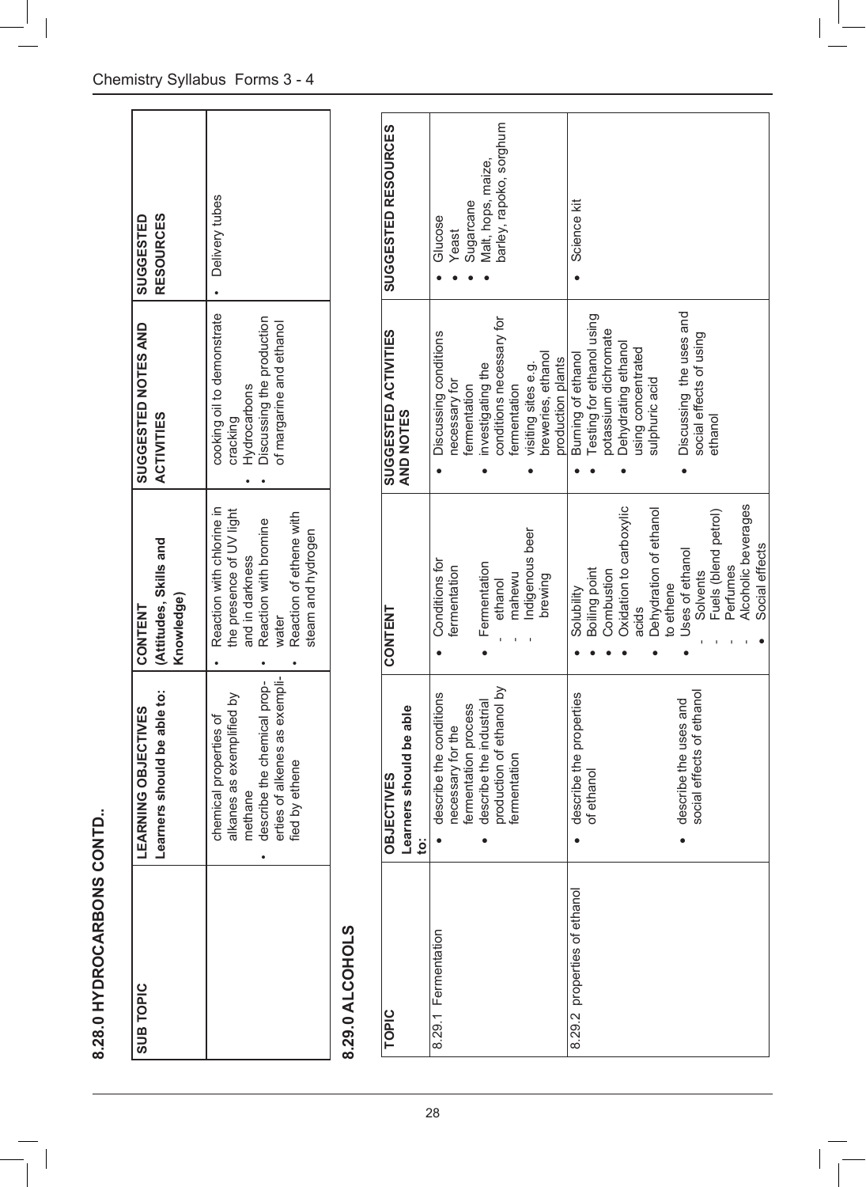## 8.28.0 HYDROCARBONS CONTD..

| SUB TOPIC | LEARNING OBJECTIVES<br>Learners should be able to: | CONTENT<br>(Attitudes, Skills and Knowledge) | SUGGESTED NOTES AND ACTIVITIES | SUGGESTED RESOURCES |
|---|---|---|---|---|
| | chemical properties of alkanes as exemplified by methane<br>• describe the chemical properties of alkenes as exemplified by ethene | • Reaction with chlorine in the presence of UV light and in darkness<br>• Reaction with bromine water<br>• Reaction of ethene with steam and hydrogen | cooking oil to demonstrate cracking<br>• Hydrocarbons<br>• Discussing the production of margarine and ethanol | • Delivery tubes |

## 8.29.0 ALCOHOLS

| TOPIC | OBJECTIVES<br>Learners should be able to: | CONTENT | SUGGESTED ACTIVITIES AND NOTES | SUGGESTED RESOURCES |
|---|---|---|---|---|
| 8.29.1 Fermentation | • describe the conditions necessary for the fermentation process<br>• describe the industrial production of ethanol by fermentation | • Conditions for fermentation<br>• Fermentation<br>- ethanol<br>- mahewu<br>- Indigenous beer brewing | • Discussing conditions necessary for fermentation<br>• investigating the conditions necessary for fermentation<br>• visiting sites e.g. breweries, ethanol production plants | • Glucose<br>• Yeast<br>• Sugarcane<br>• Malt, hops, maize, barley, rapoko, sorghum |
| 8.29.2 properties of ethanol | • describe the properties of ethanol<br>• describe the uses and social effects of ethanol | • Solubility<br>• Boiling point<br>• Combustion<br>• Oxidation to carboxylic acids<br>• Dehydration of ethanol to ethene<br>• Uses of ethanol<br>- Solvents<br>- Fuels (blend petrol)<br>- Perfumes<br>- Alcoholic beverages<br>• Social effects | • Burning of ethanol<br>• Testing for ethanol using potassium dichromate<br>• Dehydrating ethanol using concentrated sulphuric acid<br>• Discussing the uses and social effects of using ethanol | • Science kit |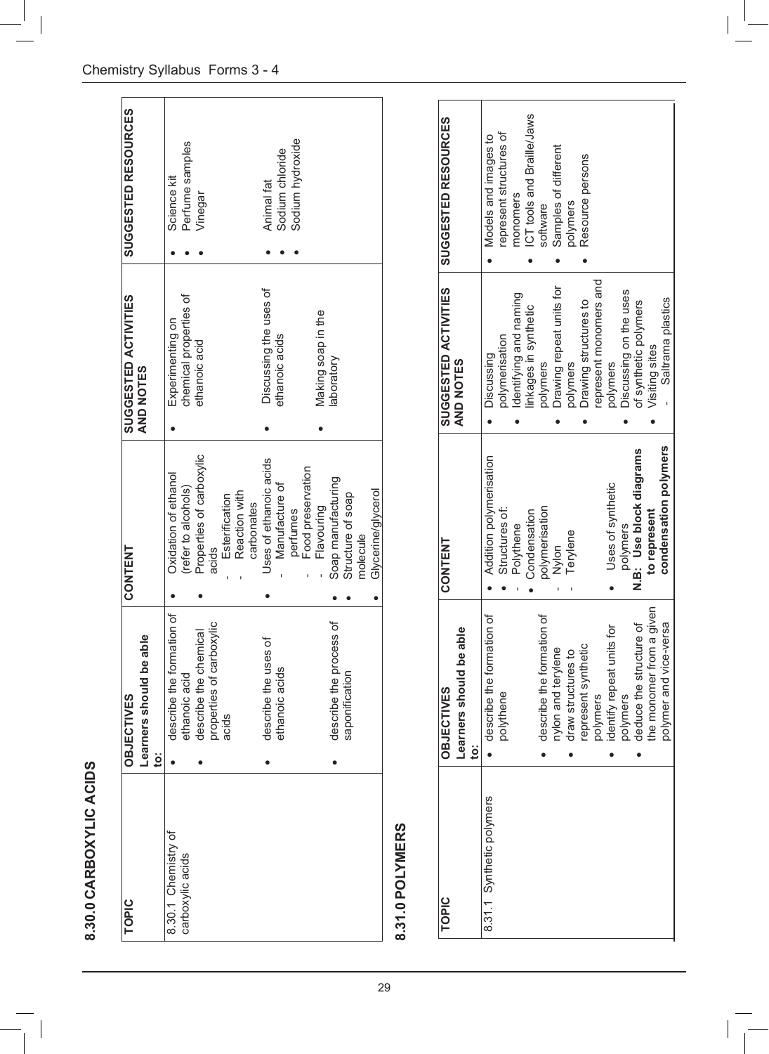## 8.30.0 CARBOXYLIC ACIDS

| TOPIC | OBJECTIVES<br>Learners should be able to: | CONTENT | SUGGESTED ACTIVITIES AND NOTES | SUGGESTED RESOURCES |
|---|---|---|---|---|
| 8.30.1 Chemistry of carboxylic acids | • describe the formation of ethanoic acid<br>• describe the chemical properties of carboxylic acids<br>• describe the uses of ethanoic acids<br>• describe the process of saponification | • Oxidation of ethanol (refer to alcohols)<br>• Properties of carboxylic acids<br>- Esterification<br>- Reaction with carbonates<br>• Uses of ethanoic acids<br>- Manufacture of perfumes<br>- Food preservation<br>- Flavouring<br>• Soap manufacturing<br>• Structure of soap molecule<br>• Glycerine/glycerol | • Experimenting on chemical properties of ethanoic acid<br>• Discussing the uses of ethanoic acids<br>• Making soap in the laboratory | • Science kit<br>• Perfume samples<br>• Vinegar<br>• Animal fat<br>• Sodium chloride<br>• Sodium hydroxide |

## 8.31.0 POLYMERS

| TOPIC | OBJECTIVES<br>Learners should be able to: | CONTENT | SUGGESTED ACTIVITIES AND NOTES | SUGGESTED RESOURCES |
|---|---|---|---|---|
| 8.31.1 Synthetic polymers | • describe the formation of polythene<br>• describe the formation of nylon and terylene<br>• draw structures to represent synthetic polymers<br>• identify repeat units for polymers<br>• deduce the structure of the monomer from a given polymer and vice-versa | • Addition polymerisation<br>• Structures of:<br>- Polythene<br>• Condensation polymerisation<br>- Nylon<br>- Terylene<br>• Uses of synthetic polymers<br>**N.B: Use block diagrams to represent condensation polymers** | • Discussing polymerisation<br>• Identifying and naming linkages in synthetic polymers<br>• Drawing repeat units for polymers<br>• Drawing structures to represent monomers and polymers<br>• Discussing on the uses of synthetic polymers<br>• Visiting sites<br>- Saltrama plastics | • Models and images to represent structures of monomers<br>• ICT tools and Braille/Jaws software<br>• Samples of different polymers<br>• Resource persons |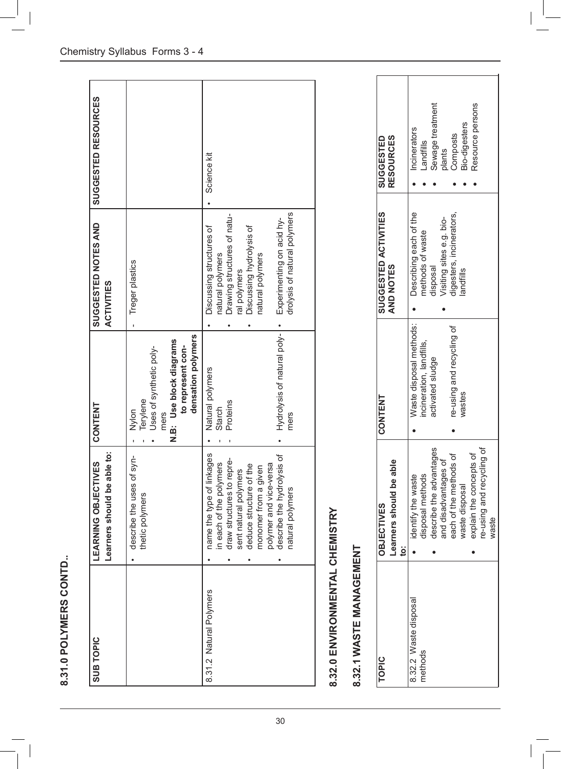## 8.31.0 POLYMERS CONTD..

| SUB TOPIC | LEARNING OBJECTIVES Learners should be able to: | CONTENT | SUGGESTED NOTES AND ACTIVITIES | SUGGESTED RESOURCES |
|---|---|---|---|---|
| | • describe the uses of synthetic polymers | - Nylon<br>- Terylene<br>• Uses of synthetic polymers<br>**N.B: Use block diagrams to represent condensation polymers** | - Treger plastics | |
| 8.31.2 Natural Polymers | • name the type of linkages in each of the polymers<br>• draw structures to represent natural polymers<br>• deduce structure of the monomer from a given polymer and vice-versa<br>• describe the hydrolysis of natural polymers | • Natural polymers<br>- Starch<br>- Proteins<br>• Hydrolysis of natural polymers | • Discussing structures of natural polymers<br>• Drawing structures of natural polymers<br>• Discussing hydrolysis of natural polymers<br>• Experimenting on acid hydrolysis of natural polymers | • Science kit |

## 8.32.0 ENVIRONMENTAL CHEMISTRY

### 8.32.1 WASTE MANAGEMENT

| TOPIC | OBJECTIVES Learners should be able to: | CONTENT | SUGGESTED ACTIVITIES AND NOTES | SUGGESTED RESOURCES |
|---|---|---|---|---|
| 8.32.2 Waste disposal methods | • identify the waste disposal methods<br>• describe the advantages and disadvantages of each of the methods of waste disposal<br>• explain the concepts of re-using and recycling of waste | • Waste disposal methods: incineration, landfills, activated sludge<br>• re-using and recycling of wastes | • Describing each of the methods of waste disposal<br>• Visiting sites e.g. bio-digesters, incinerators, landfills | • Incinerators<br>• Landfills<br>• Sewage treatment plants<br>• Composts<br>• Bio-digesters<br>• Resource persons |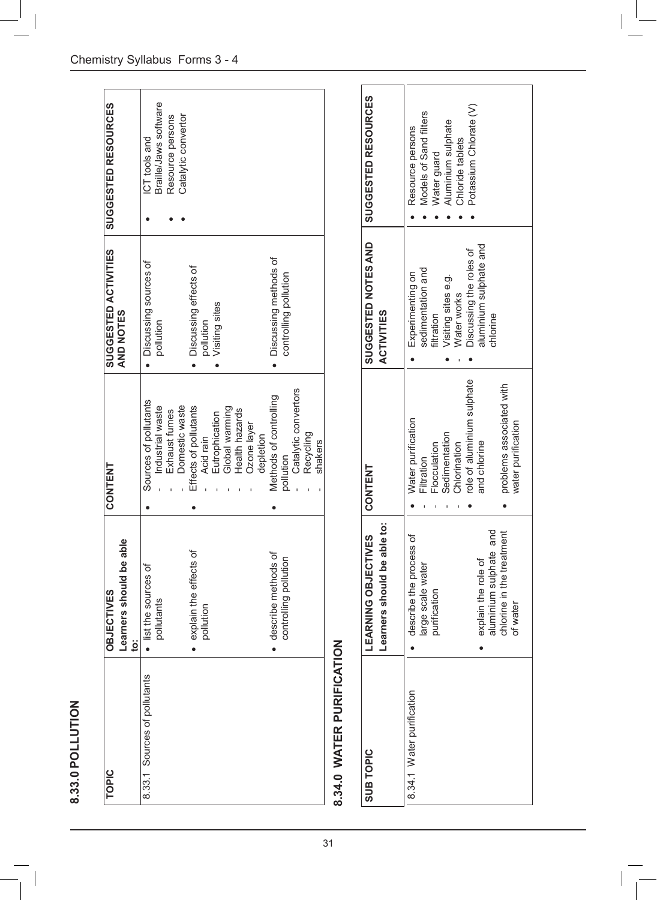## 8.33.0 POLLUTION

| TOPIC | OBJECTIVES Learners should be able to: | CONTENT | SUGGESTED ACTIVITIES AND NOTES | SUGGESTED RESOURCES |
|---|---|---|---|---|
| 8.33.1 Sources of pollutants | • list the sources of pollutants<br>• explain the effects of pollution<br>• describe methods of controlling pollution | • Sources of pollutants<br>- Industrial waste<br>- Exhaust fumes<br>- Domestic waste<br>• Effects of pollutants<br>- Acid rain<br>- Eutrophication<br>- Global warming<br>- Health hazards<br>- Ozone layer depletion<br>• Methods of controlling pollution<br>- Catalytic convertors<br>- Recycling<br>- shakers | • Discussing sources of pollution<br>• Discussing effects of pollution<br>• Visiting sites<br>• Discussing methods of controlling pollution | • ICT tools and Braille/Jaws software<br>• Resource persons<br>• Catalytic convertor |

## 8.34.0 WATER PURIFICATION

| SUB TOPIC | LEARNING OBJECTIVES Learners should be able to: | CONTENT | SUGGESTED NOTES AND ACTIVITIES | SUGGESTED RESOURCES |
|---|---|---|---|---|
| 8.34.1 Water purification | • describe the process of large scale water purification<br>• explain the role of aluminium sulphate and chlorine in the treatment of water | • Water purification<br>- Filtration<br>- Flocculation<br>- Sedimentation<br>- Chlorination<br>• role of aluminium sulphate and chlorine<br>• problems associated with water purification | • Experimenting on sedimentation and filtration<br>• Visiting sites e.g.<br>- Water works<br>• Discussing the roles of aluminium sulphate and chlorine | • Resource persons<br>• Models of Sand filters<br>• Water guard<br>• Aluminium sulphate<br>• Chloride tablets<br>• Potassium Chlorate (V) |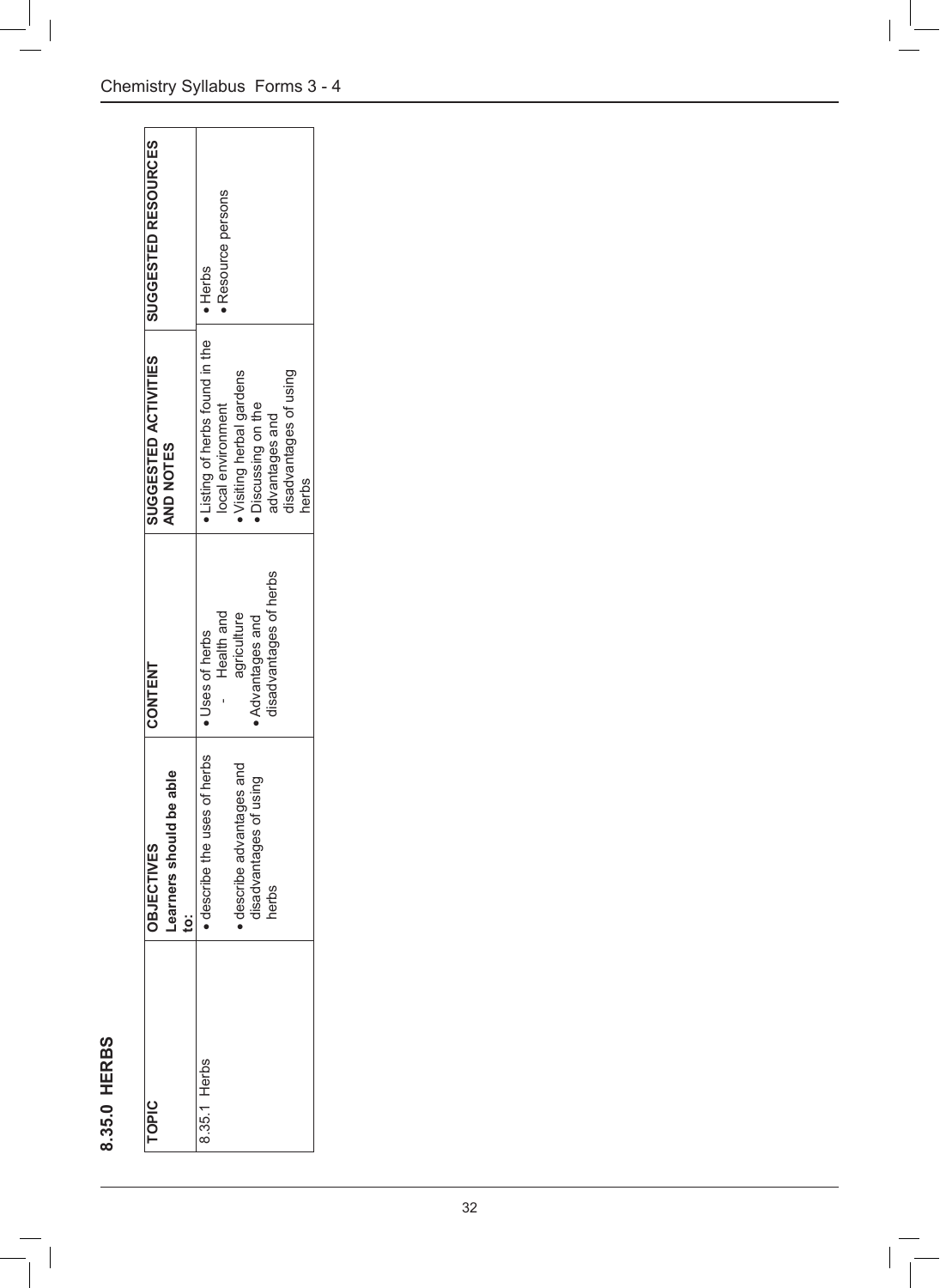## 8.35.0 HERBS

| TOPIC | OBJECTIVES<br>Learners should be able to: | CONTENT | SUGGESTED ACTIVITIES AND NOTES | SUGGESTED RESOURCES |
|---|---|---|---|---|
| 8.35.1 Herbs | • describe the uses of herbs<br>• describe advantages and disadvantages of using herbs | • Uses of herbs<br>- Health and agriculture<br>• Advantages and disadvantages of herbs | • Listing of herbs found in the local environment<br>• Visiting herbal gardens<br>• Discussing on the advantages and disadvantages of using herbs | • Herbs<br>• Resource persons |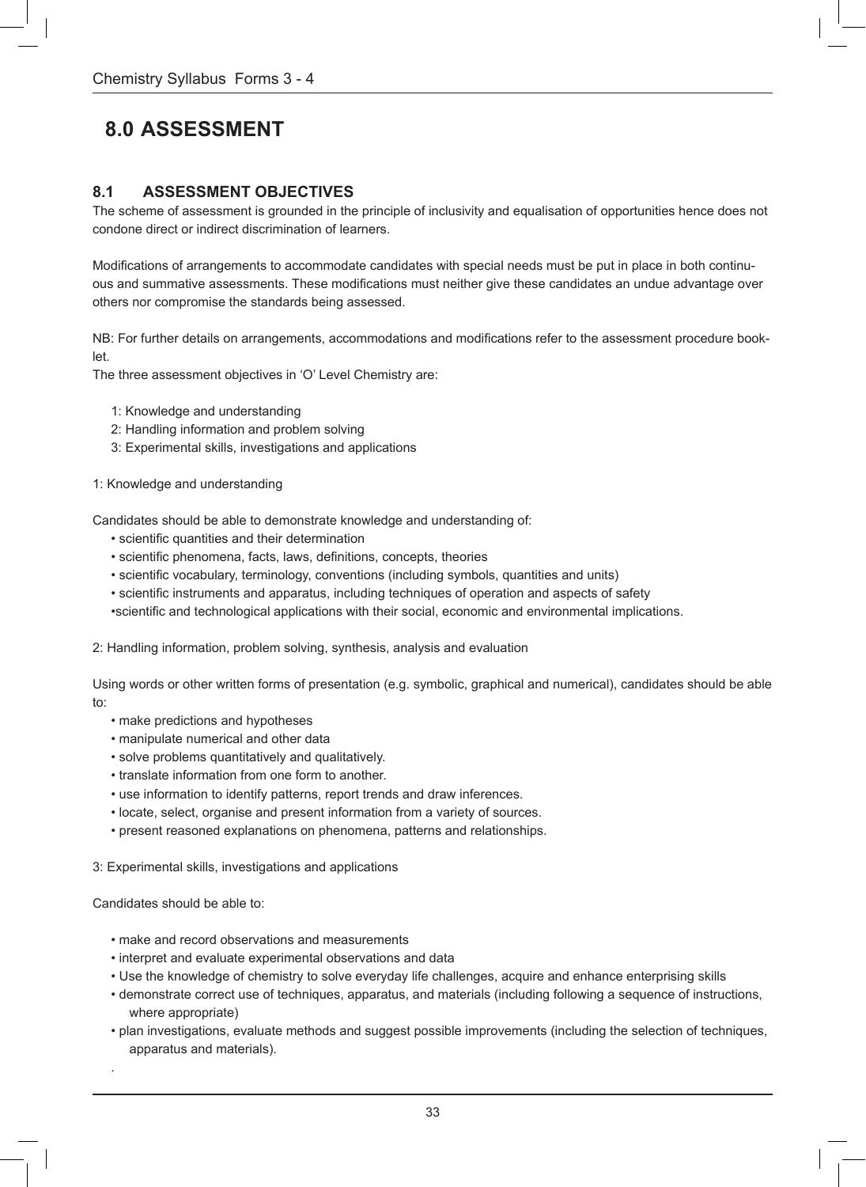# 8.0 ASSESSMENT

## 8.1 ASSESSMENT OBJECTIVES

The scheme of assessment is grounded in the principle of inclusivity and equalisation of opportunities hence does not condone direct or indirect discrimination of learners.

Modifications of arrangements to accommodate candidates with special needs must be put in place in both continuous and summative assessments. These modifications must neither give these candidates an undue advantage over others nor compromise the standards being assessed.

NB: For further details on arrangements, accommodations and modifications refer to the assessment procedure booklet.

The three assessment objectives in 'O' Level Chemistry are:

1: Knowledge and understanding
2: Handling information and problem solving
3: Experimental skills, investigations and applications

1: Knowledge and understanding

Candidates should be able to demonstrate knowledge and understanding of:

- scientific quantities and their determination
- scientific phenomena, facts, laws, definitions, concepts, theories
- scientific vocabulary, terminology, conventions (including symbols, quantities and units)
- scientific instruments and apparatus, including techniques of operation and aspects of safety
- scientific and technological applications with their social, economic and environmental implications.

2: Handling information, problem solving, synthesis, analysis and evaluation

Using words or other written forms of presentation (e.g. symbolic, graphical and numerical), candidates should be able to:

- make predictions and hypotheses
- manipulate numerical and other data
- solve problems quantitatively and qualitatively.
- translate information from one form to another.
- use information to identify patterns, report trends and draw inferences.
- locate, select, organise and present information from a variety of sources.
- present reasoned explanations on phenomena, patterns and relationships.

3: Experimental skills, investigations and applications

Candidates should be able to:

- make and record observations and measurements
- interpret and evaluate experimental observations and data
- Use the knowledge of chemistry to solve everyday life challenges, acquire and enhance enterprising skills
- demonstrate correct use of techniques, apparatus, and materials (including following a sequence of instructions, where appropriate)
- plan investigations, evaluate methods and suggest possible improvements (including the selection of techniques, apparatus and materials).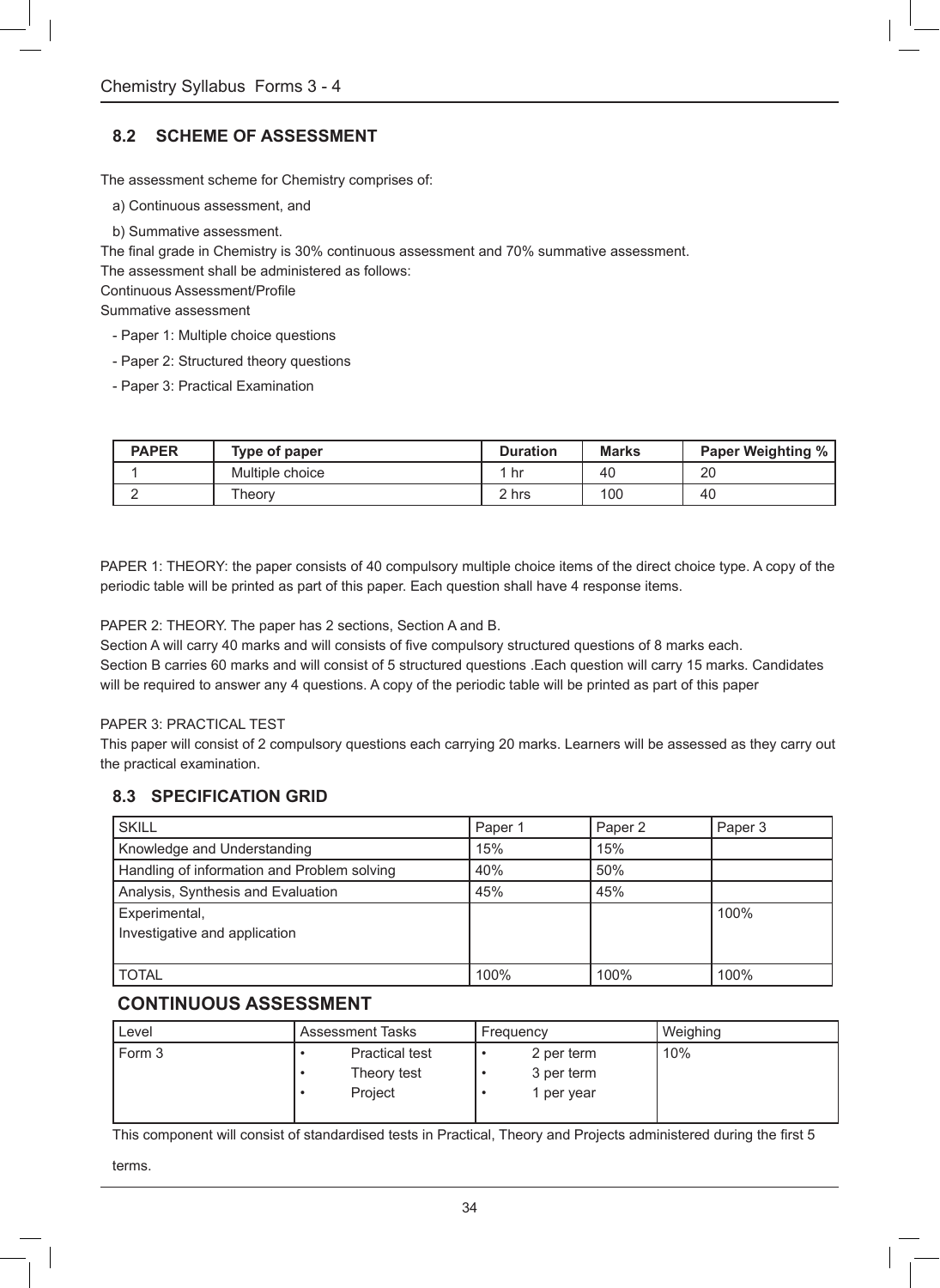## 8.2 SCHEME OF ASSESSMENT

The assessment scheme for Chemistry comprises of:

a) Continuous assessment, and

b) Summative assessment.

The final grade in Chemistry is 30% continuous assessment and 70% summative assessment.
The assessment shall be administered as follows:
Continuous Assessment/Profile
Summative assessment

- Paper 1: Multiple choice questions
- Paper 2: Structured theory questions
- Paper 3: Practical Examination

| PAPER | Type of paper | Duration | Marks | Paper Weighting % |
|---|---|---|---|---|
| 1 | Multiple choice | 1 hr | 40 | 20 |
| 2 | Theory | 2 hrs | 100 | 40 |

PAPER 1: THEORY: the paper consists of 40 compulsory multiple choice items of the direct choice type. A copy of the periodic table will be printed as part of this paper. Each question shall have 4 response items.

PAPER 2: THEORY. The paper has 2 sections, Section A and B.
Section A will carry 40 marks and will consists of five compulsory structured questions of 8 marks each.
Section B carries 60 marks and will consist of 5 structured questions .Each question will carry 15 marks. Candidates will be required to answer any 4 questions. A copy of the periodic table will be printed as part of this paper

PAPER 3: PRACTICAL TEST
This paper will consist of 2 compulsory questions each carrying 20 marks. Learners will be assessed as they carry out the practical examination.

## 8.3 SPECIFICATION GRID

| SKILL | Paper 1 | Paper 2 | Paper 3 |
|---|---|---|---|
| Knowledge and Understanding | 15% | 15% | |
| Handling of information and Problem solving | 40% | 50% | |
| Analysis, Synthesis and Evaluation | 45% | 45% | |
| Experimental, Investigative and application | | | 100% |
| TOTAL | 100% | 100% | 100% |

## CONTINUOUS ASSESSMENT

| Level | Assessment Tasks | Frequency | Weighing |
|---|---|---|---|
| Form 3 | • Practical test<br>• Theory test<br>• Project | • 2 per term<br>• 3 per term<br>• 1 per year | 10% |

This component will consist of standardised tests in Practical, Theory and Projects administered during the first 5 terms.